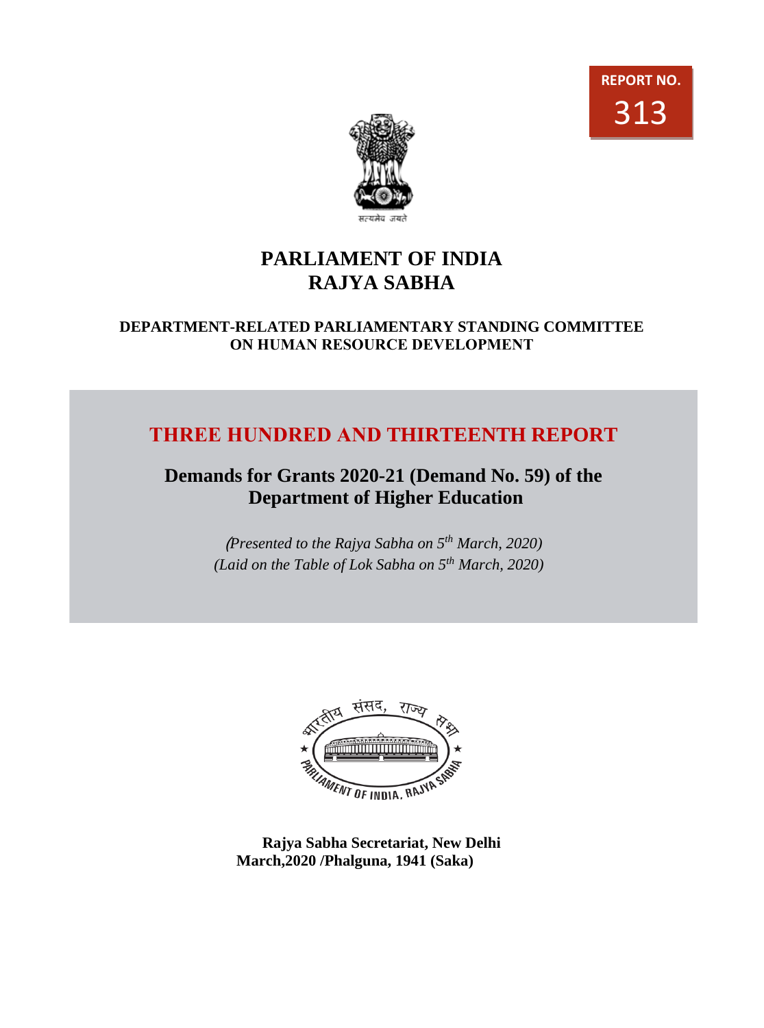**REPORT NO.**
**313**

सत्यमेव जयते

# PARLIAMENT OF INDIA
# RAJYA SABHA

### DEPARTMENT-RELATED PARLIAMENTARY STANDING COMMITTEE ON HUMAN RESOURCE DEVELOPMENT

## THREE HUNDRED AND THIRTEENTH REPORT

## Demands for Grants 2020-21 (Demand No. 59) of the Department of Higher Education

*(Presented to the Rajya Sabha on 5th March, 2020)*
*(Laid on the Table of Lok Sabha on 5th March, 2020)*

भारतीय संसद, राज्य सभा
PARLIAMENT OF INDIA, RAJYA SABHA

**Rajya Sabha Secretariat, New Delhi**
**March,2020 /Phalguna, 1941 (Saka)**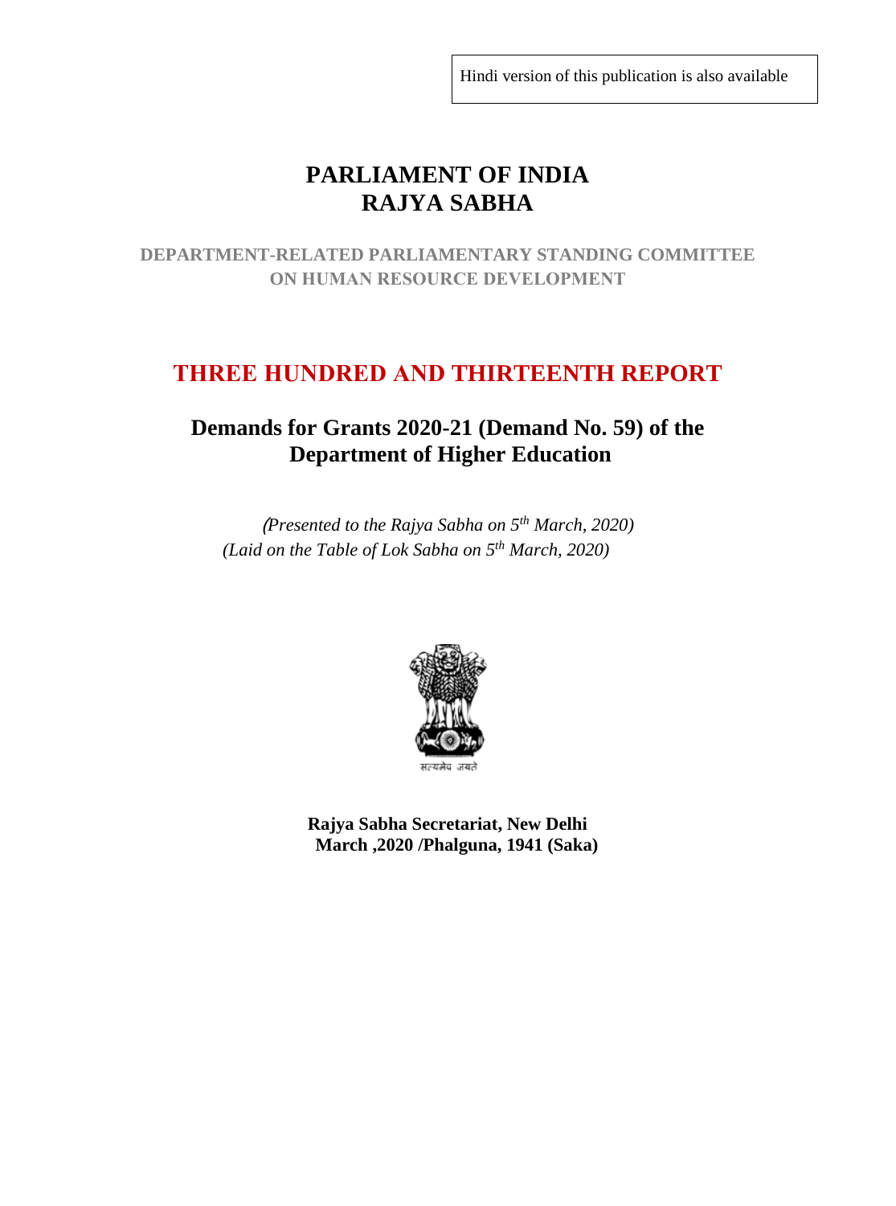Hindi version of this publication is also available

# PARLIAMENT OF INDIA
# RAJYA SABHA

## DEPARTMENT-RELATED PARLIAMENTARY STANDING COMMITTEE ON HUMAN RESOURCE DEVELOPMENT

# THREE HUNDRED AND THIRTEENTH REPORT

## Demands for Grants 2020-21 (Demand No. 59) of the Department of Higher Education

*(Presented to the Rajya Sabha on 5th March, 2020)*
*(Laid on the Table of Lok Sabha on 5th March, 2020)*

सत्यमेव जयते

**Rajya Sabha Secretariat, New Delhi**
**March ,2020 /Phalguna, 1941 (Saka)**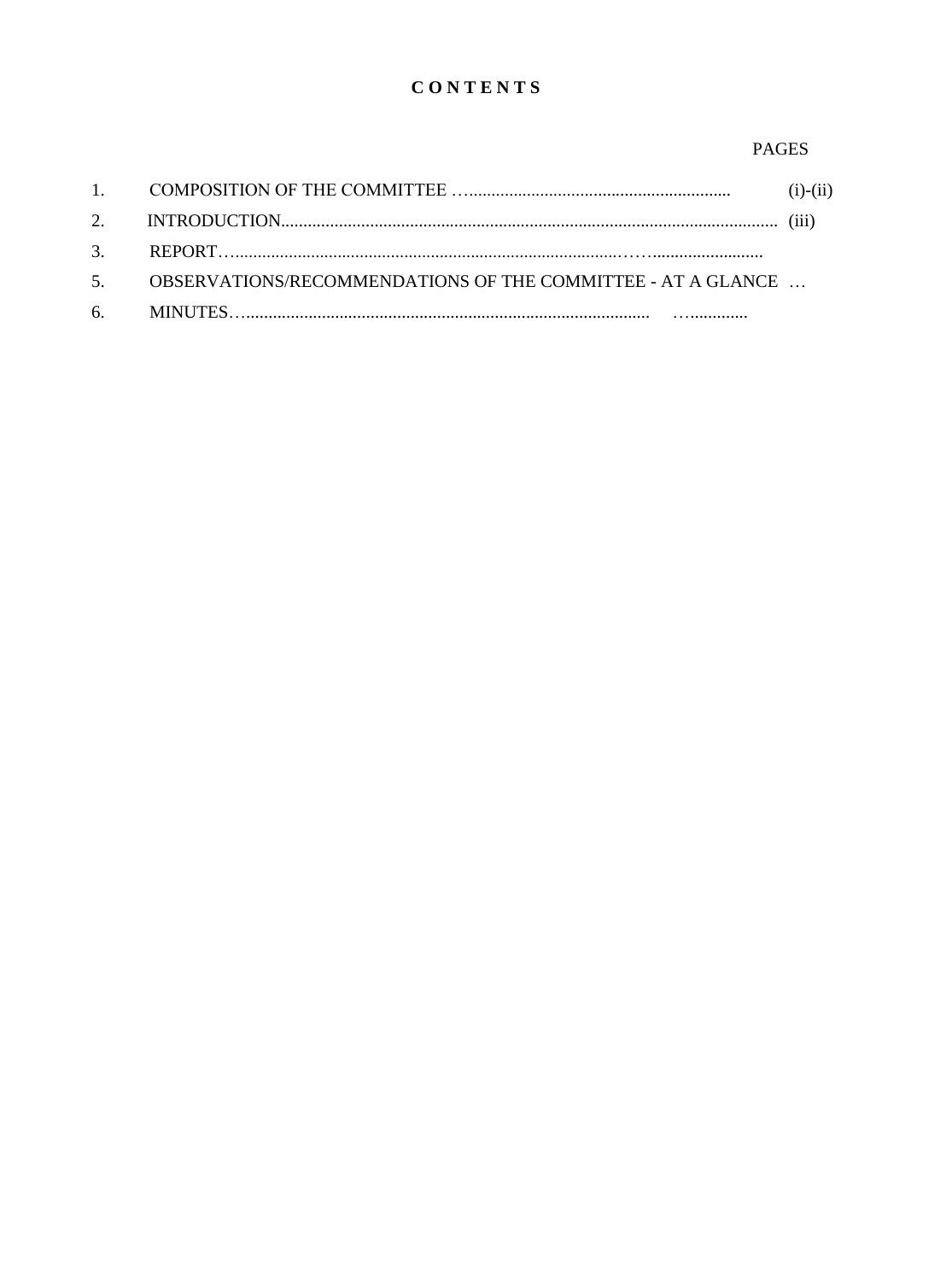# C O N T E N T S

| | | PAGES |
|---|---|---|
| 1. | COMPOSITION OF THE COMMITTEE …........................................................ | (i)-(ii) |
| 2. | INTRODUCTION.............................................................................................................. | (iii) |
| 3. | REPORT….....................................................................................……......................... | |
| 5. | OBSERVATIONS/RECOMMENDATIONS OF THE COMMITTEE - AT A GLANCE … | |
| 6. | MINUTES…......................................................................................... …............ | |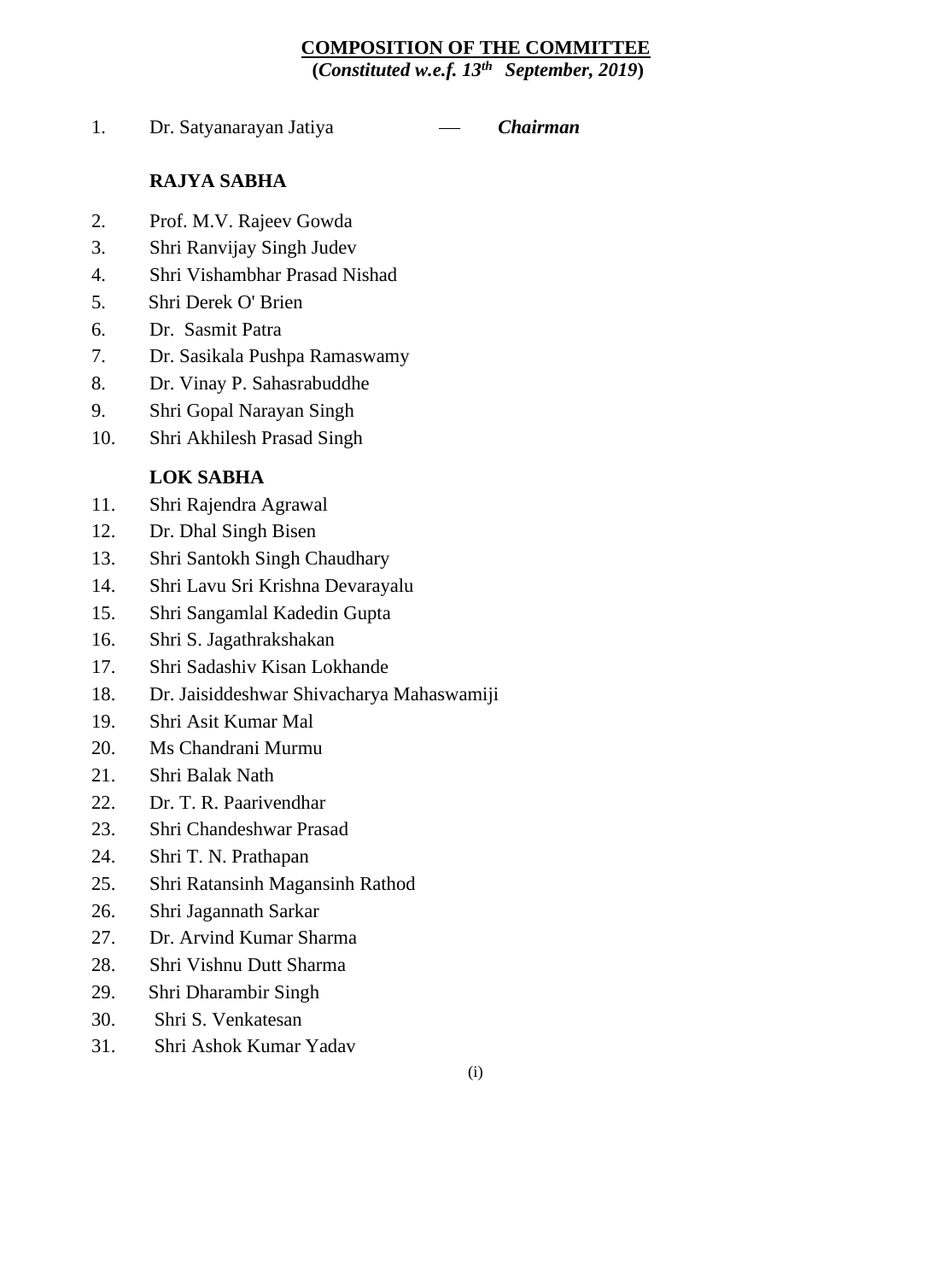# COMPOSITION OF THE COMMITTEE

**(*Constituted w.e.f. 13th September, 2019*)**

1. Dr. Satyanarayan Jatiya — ***Chairman***

**RAJYA SABHA**

2. Prof. M.V. Rajeev Gowda
3. Shri Ranvijay Singh Judev
4. Shri Vishambhar Prasad Nishad
5. Shri Derek O' Brien
6. Dr. Sasmit Patra
7. Dr. Sasikala Pushpa Ramaswamy
8. Dr. Vinay P. Sahasrabuddhe
9. Shri Gopal Narayan Singh
10. Shri Akhilesh Prasad Singh

**LOK SABHA**

11. Shri Rajendra Agrawal
12. Dr. Dhal Singh Bisen
13. Shri Santokh Singh Chaudhary
14. Shri Lavu Sri Krishna Devarayalu
15. Shri Sangamlal Kadedin Gupta
16. Shri S. Jagathrakshakan
17. Shri Sadashiv Kisan Lokhande
18. Dr. Jaisiddeshwar Shivacharya Mahaswamiji
19. Shri Asit Kumar Mal
20. Ms Chandrani Murmu
21. Shri Balak Nath
22. Dr. T. R. Paarivendhar
23. Shri Chandeshwar Prasad
24. Shri T. N. Prathapan
25. Shri Ratansinh Magansinh Rathod
26. Shri Jagannath Sarkar
27. Dr. Arvind Kumar Sharma
28. Shri Vishnu Dutt Sharma
29. Shri Dharambir Singh
30. Shri S. Venkatesan
31. Shri Ashok Kumar Yadav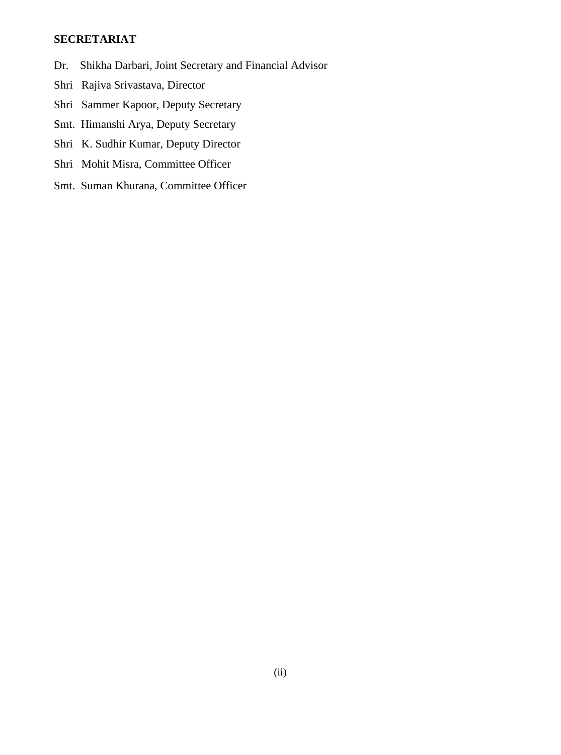**SECRETARIAT**

Dr. Shikha Darbari, Joint Secretary and Financial Advisor

Shri Rajiva Srivastava, Director

Shri Sammer Kapoor, Deputy Secretary

Smt. Himanshi Arya, Deputy Secretary

Shri K. Sudhir Kumar, Deputy Director

Shri Mohit Misra, Committee Officer

Smt. Suman Khurana, Committee Officer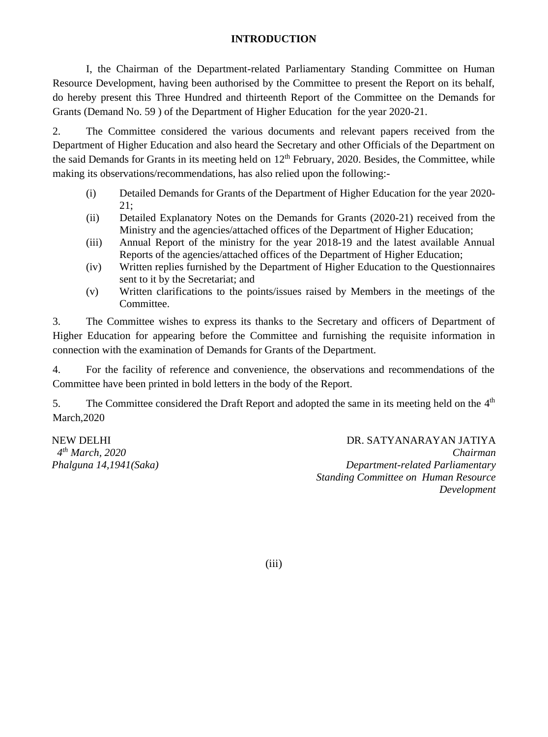# INTRODUCTION

I, the Chairman of the Department-related Parliamentary Standing Committee on Human Resource Development, having been authorised by the Committee to present the Report on its behalf, do hereby present this Three Hundred and thirteenth Report of the Committee on the Demands for Grants (Demand No. 59 ) of the Department of Higher Education for the year 2020-21.

2. The Committee considered the various documents and relevant papers received from the Department of Higher Education and also heard the Secretary and other Officials of the Department on the said Demands for Grants in its meeting held on 12th February, 2020. Besides, the Committee, while making its observations/recommendations, has also relied upon the following:-

(i) Detailed Demands for Grants of the Department of Higher Education for the year 2020-21;
(ii) Detailed Explanatory Notes on the Demands for Grants (2020-21) received from the Ministry and the agencies/attached offices of the Department of Higher Education;
(iii) Annual Report of the ministry for the year 2018-19 and the latest available Annual Reports of the agencies/attached offices of the Department of Higher Education;
(iv) Written replies furnished by the Department of Higher Education to the Questionnaires sent to it by the Secretariat; and
(v) Written clarifications to the points/issues raised by Members in the meetings of the Committee.

3. The Committee wishes to express its thanks to the Secretary and officers of Department of Higher Education for appearing before the Committee and furnishing the requisite information in connection with the examination of Demands for Grants of the Department.

4. For the facility of reference and convenience, the observations and recommendations of the Committee have been printed in bold letters in the body of the Report.

5. The Committee considered the Draft Report and adopted the same in its meeting held on the 4th March,2020

NEW DELHI
*4th March, 2020*
*Phalguna 14,1941(Saka)*

DR. SATYANARAYAN JATIYA
*Chairman*
*Department-related Parliamentary Standing Committee on Human Resource Development*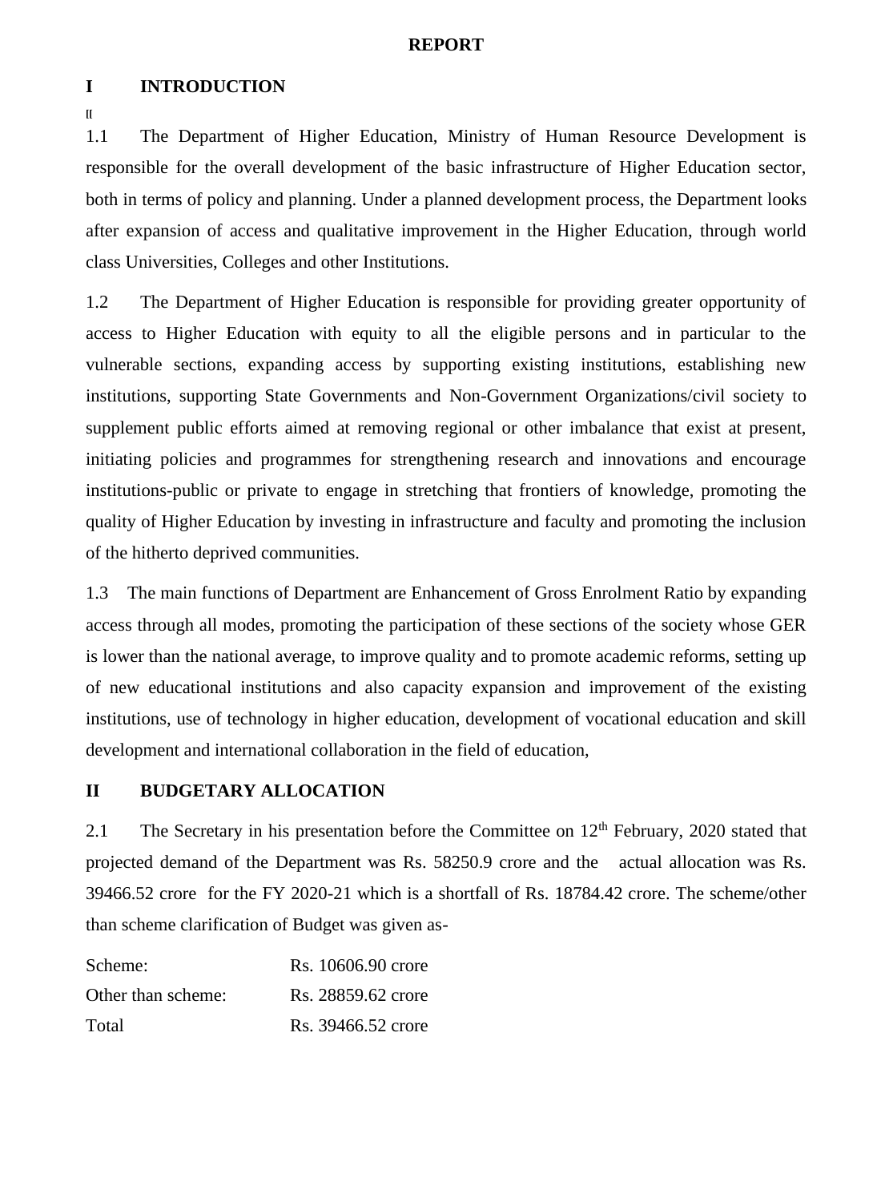# REPORT

## I INTRODUCTION

II

1.1 The Department of Higher Education, Ministry of Human Resource Development is responsible for the overall development of the basic infrastructure of Higher Education sector, both in terms of policy and planning. Under a planned development process, the Department looks after expansion of access and qualitative improvement in the Higher Education, through world class Universities, Colleges and other Institutions.

1.2 The Department of Higher Education is responsible for providing greater opportunity of access to Higher Education with equity to all the eligible persons and in particular to the vulnerable sections, expanding access by supporting existing institutions, establishing new institutions, supporting State Governments and Non-Government Organizations/civil society to supplement public efforts aimed at removing regional or other imbalance that exist at present, initiating policies and programmes for strengthening research and innovations and encourage institutions-public or private to engage in stretching that frontiers of knowledge, promoting the quality of Higher Education by investing in infrastructure and faculty and promoting the inclusion of the hitherto deprived communities.

1.3 The main functions of Department are Enhancement of Gross Enrolment Ratio by expanding access through all modes, promoting the participation of these sections of the society whose GER is lower than the national average, to improve quality and to promote academic reforms, setting up of new educational institutions and also capacity expansion and improvement of the existing institutions, use of technology in higher education, development of vocational education and skill development and international collaboration in the field of education,

## II BUDGETARY ALLOCATION

2.1 The Secretary in his presentation before the Committee on 12th February, 2020 stated that projected demand of the Department was Rs. 58250.9 crore and the actual allocation was Rs. 39466.52 crore for the FY 2020-21 which is a shortfall of Rs. 18784.42 crore. The scheme/other than scheme clarification of Budget was given as-

| | |
|---|---|
| Scheme: | Rs. 10606.90 crore |
| Other than scheme: | Rs. 28859.62 crore |
| Total | Rs. 39466.52 crore |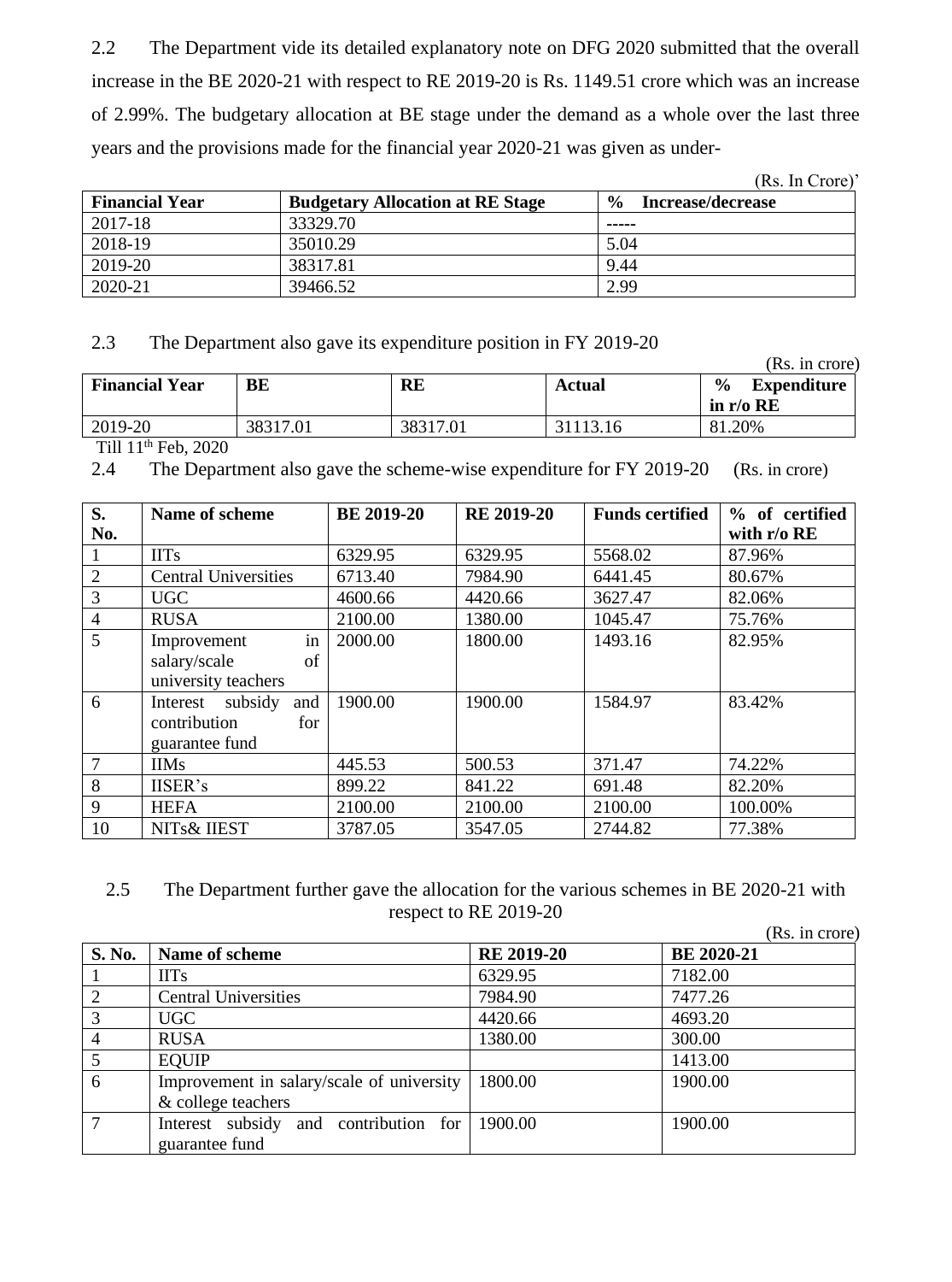2.2 The Department vide its detailed explanatory note on DFG 2020 submitted that the overall increase in the BE 2020-21 with respect to RE 2019-20 is Rs. 1149.51 crore which was an increase of 2.99%. The budgetary allocation at BE stage under the demand as a whole over the last three years and the provisions made for the financial year 2020-21 was given as under-

(Rs. In Crore)'

| Financial Year | Budgetary Allocation at RE Stage | % Increase/decrease |
|---|---|---|
| 2017-18 | 33329.70 | ----- |
| 2018-19 | 35010.29 | 5.04 |
| 2019-20 | 38317.81 | 9.44 |
| 2020-21 | 39466.52 | 2.99 |

2.3 The Department also gave its expenditure position in FY 2019-20

(Rs. in crore)

| Financial Year | BE | RE | Actual | % Expenditure in r/o RE |
|---|---|---|---|---|
| 2019-20 | 38317.01 | 38317.01 | 31113.16 | 81.20% |

Till 11th Feb, 2020

2.4 The Department also gave the scheme-wise expenditure for FY 2019-20 (Rs. in crore)

| S. No. | Name of scheme | BE 2019-20 | RE 2019-20 | Funds certified | % of certified with r/o RE |
|---|---|---|---|---|---|
| 1 | IITs | 6329.95 | 6329.95 | 5568.02 | 87.96% |
| 2 | Central Universities | 6713.40 | 7984.90 | 6441.45 | 80.67% |
| 3 | UGC | 4600.66 | 4420.66 | 3627.47 | 82.06% |
| 4 | RUSA | 2100.00 | 1380.00 | 1045.47 | 75.76% |
| 5 | Improvement in salary/scale of university teachers | 2000.00 | 1800.00 | 1493.16 | 82.95% |
| 6 | Interest subsidy and contribution for guarantee fund | 1900.00 | 1900.00 | 1584.97 | 83.42% |
| 7 | IIMs | 445.53 | 500.53 | 371.47 | 74.22% |
| 8 | IISER's | 899.22 | 841.22 | 691.48 | 82.20% |
| 9 | HEFA | 2100.00 | 2100.00 | 2100.00 | 100.00% |
| 10 | NITs& IIEST | 3787.05 | 3547.05 | 2744.82 | 77.38% |

2.5 The Department further gave the allocation for the various schemes in BE 2020-21 with respect to RE 2019-20

(Rs. in crore)

| S. No. | Name of scheme | RE 2019-20 | BE 2020-21 |
|---|---|---|---|
| 1 | IITs | 6329.95 | 7182.00 |
| 2 | Central Universities | 7984.90 | 7477.26 |
| 3 | UGC | 4420.66 | 4693.20 |
| 4 | RUSA | 1380.00 | 300.00 |
| 5 | EQUIP | | 1413.00 |
| 6 | Improvement in salary/scale of university & college teachers | 1800.00 | 1900.00 |
| 7 | Interest subsidy and contribution for guarantee fund | 1900.00 | 1900.00 |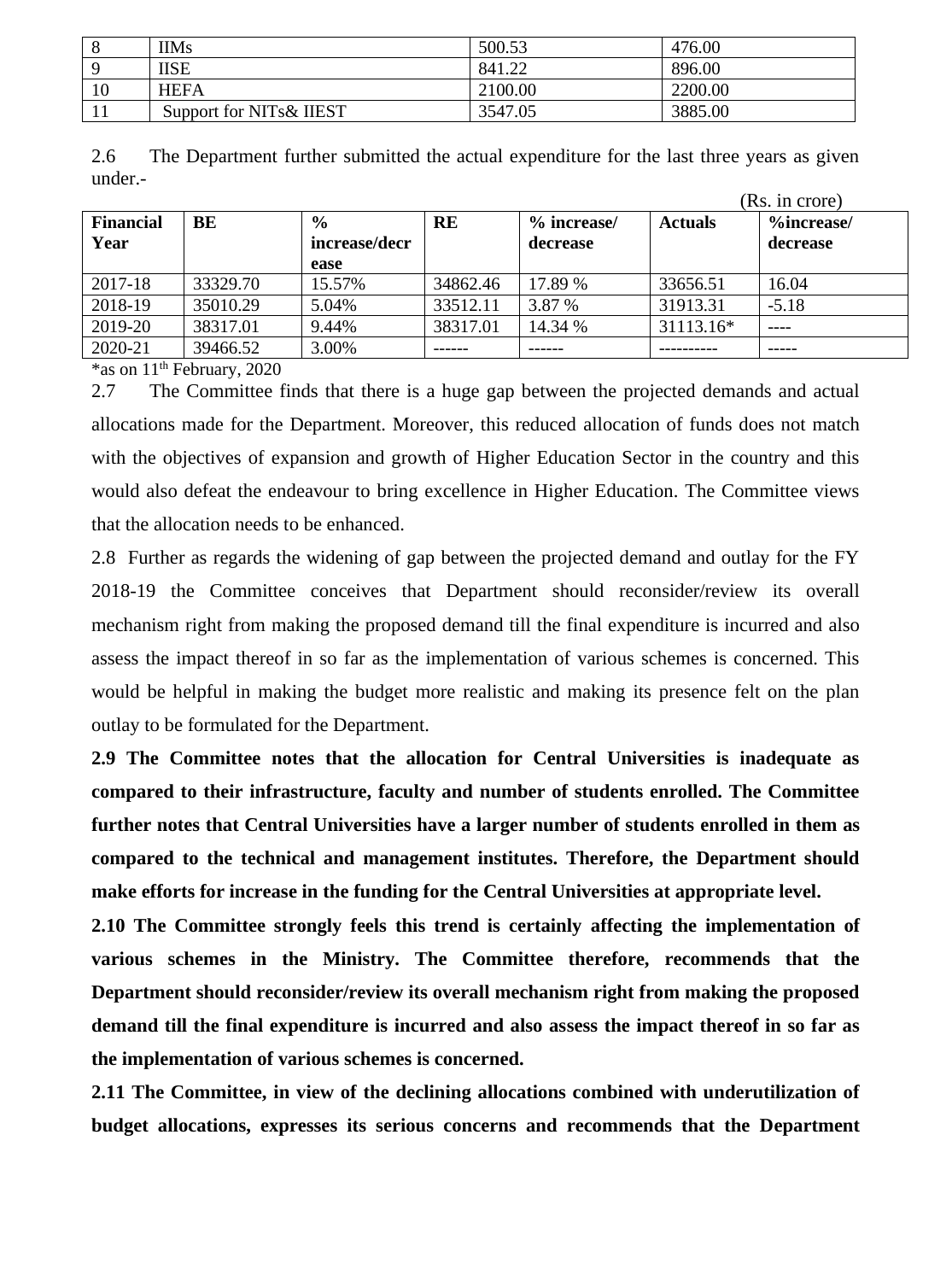| 8 | IIMs | 500.53 | 476.00 |
|---|---|---|---|
| 9 | IISE | 841.22 | 896.00 |
| 10 | HEFA | 2100.00 | 2200.00 |
| 11 | Support for NITs& IIEST | 3547.05 | 3885.00 |

2.6 The Department further submitted the actual expenditure for the last three years as given under.-

(Rs. in crore)

| Financial Year | BE | % increase/decrease | RE | % increase/ decrease | Actuals | %increase/ decrease |
|---|---|---|---|---|---|---|
| 2017-18 | 33329.70 | 15.57% | 34862.46 | 17.89 % | 33656.51 | 16.04 |
| 2018-19 | 35010.29 | 5.04% | 33512.11 | 3.87 % | 31913.31 | -5.18 |
| 2019-20 | 38317.01 | 9.44% | 38317.01 | 14.34 % | 31113.16* | ---- |
| 2020-21 | 39466.52 | 3.00% | ------ | ------ | ---------- | ----- |

*as on 11th February, 2020

2.7 The Committee finds that there is a huge gap between the projected demands and actual allocations made for the Department. Moreover, this reduced allocation of funds does not match with the objectives of expansion and growth of Higher Education Sector in the country and this would also defeat the endeavour to bring excellence in Higher Education. The Committee views that the allocation needs to be enhanced.

2.8 Further as regards the widening of gap between the projected demand and outlay for the FY 2018-19 the Committee conceives that Department should reconsider/review its overall mechanism right from making the proposed demand till the final expenditure is incurred and also assess the impact thereof in so far as the implementation of various schemes is concerned. This would be helpful in making the budget more realistic and making its presence felt on the plan outlay to be formulated for the Department.

**2.9 The Committee notes that the allocation for Central Universities is inadequate as compared to their infrastructure, faculty and number of students enrolled. The Committee further notes that Central Universities have a larger number of students enrolled in them as compared to the technical and management institutes. Therefore, the Department should make efforts for increase in the funding for the Central Universities at appropriate level.**

**2.10 The Committee strongly feels this trend is certainly affecting the implementation of various schemes in the Ministry. The Committee therefore, recommends that the Department should reconsider/review its overall mechanism right from making the proposed demand till the final expenditure is incurred and also assess the impact thereof in so far as the implementation of various schemes is concerned.**

**2.11 The Committee, in view of the declining allocations combined with underutilization of budget allocations, expresses its serious concerns and recommends that the Department**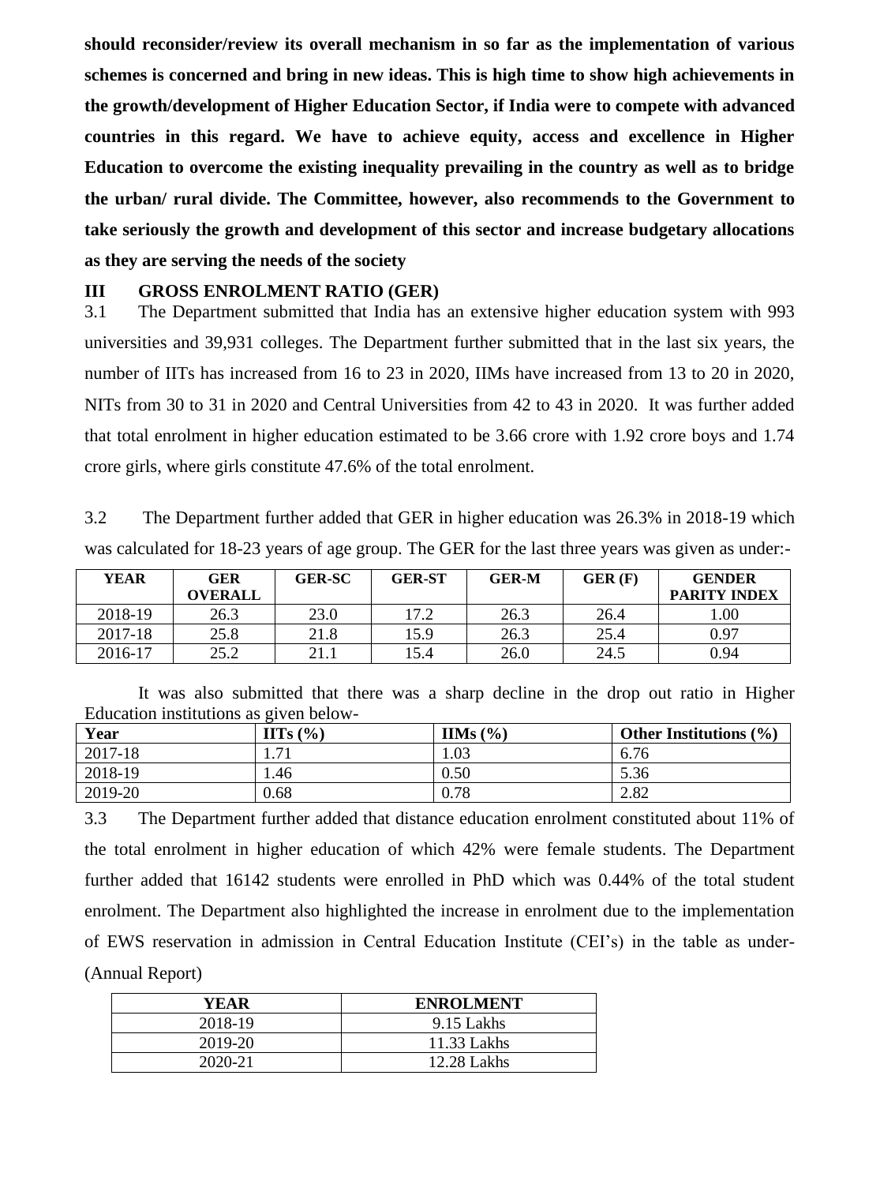**should reconsider/review its overall mechanism in so far as the implementation of various schemes is concerned and bring in new ideas. This is high time to show high achievements in the growth/development of Higher Education Sector, if India were to compete with advanced countries in this regard. We have to achieve equity, access and excellence in Higher Education to overcome the existing inequality prevailing in the country as well as to bridge the urban/ rural divide. The Committee, however, also recommends to the Government to take seriously the growth and development of this sector and increase budgetary allocations as they are serving the needs of the society**

## III GROSS ENROLMENT RATIO (GER)

3.1 The Department submitted that India has an extensive higher education system with 993 universities and 39,931 colleges. The Department further submitted that in the last six years, the number of IITs has increased from 16 to 23 in 2020, IIMs have increased from 13 to 20 in 2020, NITs from 30 to 31 in 2020 and Central Universities from 42 to 43 in 2020. It was further added that total enrolment in higher education estimated to be 3.66 crore with 1.92 crore boys and 1.74 crore girls, where girls constitute 47.6% of the total enrolment.

3.2 The Department further added that GER in higher education was 26.3% in 2018-19 which was calculated for 18-23 years of age group. The GER for the last three years was given as under:-

| YEAR | GER OVERALL | GER-SC | GER-ST | GER-M | GER (F) | GENDER PARITY INDEX |
|---|---|---|---|---|---|---|
| 2018-19 | 26.3 | 23.0 | 17.2 | 26.3 | 26.4 | 1.00 |
| 2017-18 | 25.8 | 21.8 | 15.9 | 26.3 | 25.4 | 0.97 |
| 2016-17 | 25.2 | 21.1 | 15.4 | 26.0 | 24.5 | 0.94 |

It was also submitted that there was a sharp decline in the drop out ratio in Higher Education institutions as given below-

| Year | IITs (%) | IIMs (%) | Other Institutions (%) |
|---|---|---|---|
| 2017-18 | 1.71 | 1.03 | 6.76 |
| 2018-19 | 1.46 | 0.50 | 5.36 |
| 2019-20 | 0.68 | 0.78 | 2.82 |

3.3 The Department further added that distance education enrolment constituted about 11% of the total enrolment in higher education of which 42% were female students. The Department further added that 16142 students were enrolled in PhD which was 0.44% of the total student enrolment. The Department also highlighted the increase in enrolment due to the implementation of EWS reservation in admission in Central Education Institute (CEI's) in the table as under- (Annual Report)

| YEAR | ENROLMENT |
|---|---|
| 2018-19 | 9.15 Lakhs |
| 2019-20 | 11.33 Lakhs |
| 2020-21 | 12.28 Lakhs |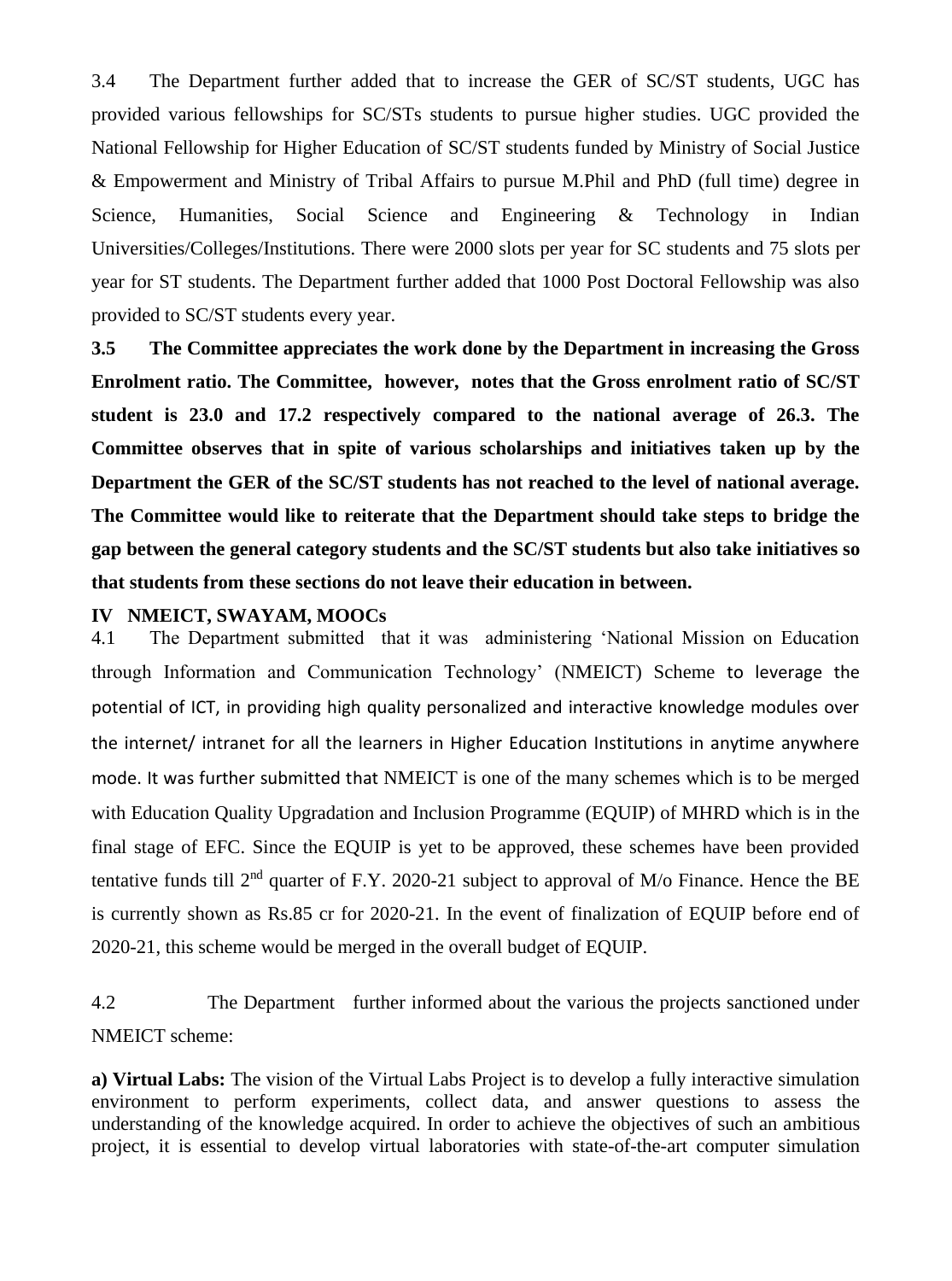3.4 The Department further added that to increase the GER of SC/ST students, UGC has provided various fellowships for SC/STs students to pursue higher studies. UGC provided the National Fellowship for Higher Education of SC/ST students funded by Ministry of Social Justice & Empowerment and Ministry of Tribal Affairs to pursue M.Phil and PhD (full time) degree in Science, Humanities, Social Science and Engineering & Technology in Indian Universities/Colleges/Institutions. There were 2000 slots per year for SC students and 75 slots per year for ST students. The Department further added that 1000 Post Doctoral Fellowship was also provided to SC/ST students every year.

**3.5 The Committee appreciates the work done by the Department in increasing the Gross Enrolment ratio. The Committee, however, notes that the Gross enrolment ratio of SC/ST student is 23.0 and 17.2 respectively compared to the national average of 26.3. The Committee observes that in spite of various scholarships and initiatives taken up by the Department the GER of the SC/ST students has not reached to the level of national average. The Committee would like to reiterate that the Department should take steps to bridge the gap between the general category students and the SC/ST students but also take initiatives so that students from these sections do not leave their education in between.**

## IV NMEICT, SWAYAM, MOOCs

4.1 The Department submitted that it was administering 'National Mission on Education through Information and Communication Technology' (NMEICT) Scheme to leverage the potential of ICT, in providing high quality personalized and interactive knowledge modules over the internet/ intranet for all the learners in Higher Education Institutions in anytime anywhere mode. It was further submitted that NMEICT is one of the many schemes which is to be merged with Education Quality Upgradation and Inclusion Programme (EQUIP) of MHRD which is in the final stage of EFC. Since the EQUIP is yet to be approved, these schemes have been provided tentative funds till 2nd quarter of F.Y. 2020-21 subject to approval of M/o Finance. Hence the BE is currently shown as Rs.85 cr for 2020-21. In the event of finalization of EQUIP before end of 2020-21, this scheme would be merged in the overall budget of EQUIP.

4.2 The Department further informed about the various the projects sanctioned under NMEICT scheme:

**a) Virtual Labs:** The vision of the Virtual Labs Project is to develop a fully interactive simulation environment to perform experiments, collect data, and answer questions to assess the understanding of the knowledge acquired. In order to achieve the objectives of such an ambitious project, it is essential to develop virtual laboratories with state-of-the-art computer simulation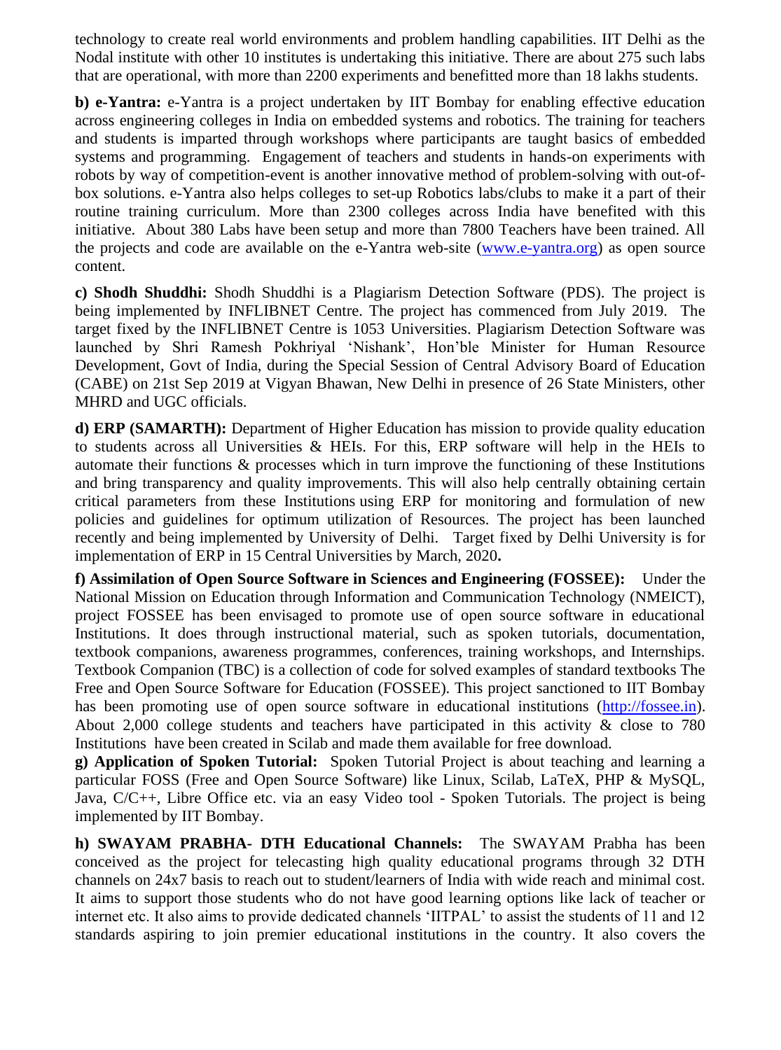technology to create real world environments and problem handling capabilities. IIT Delhi as the Nodal institute with other 10 institutes is undertaking this initiative. There are about 275 such labs that are operational, with more than 2200 experiments and benefitted more than 18 lakhs students.

**b) e-Yantra:** e-Yantra is a project undertaken by IIT Bombay for enabling effective education across engineering colleges in India on embedded systems and robotics. The training for teachers and students is imparted through workshops where participants are taught basics of embedded systems and programming. Engagement of teachers and students in hands-on experiments with robots by way of competition-event is another innovative method of problem-solving with out-of-box solutions. e-Yantra also helps colleges to set-up Robotics labs/clubs to make it a part of their routine training curriculum. More than 2300 colleges across India have benefited with this initiative. About 380 Labs have been setup and more than 7800 Teachers have been trained. All the projects and code are available on the e-Yantra web-site ([www.e-yantra.org](www.e-yantra.org)) as open source content.

**c) Shodh Shuddhi:** Shodh Shuddhi is a Plagiarism Detection Software (PDS). The project is being implemented by INFLIBNET Centre. The project has commenced from July 2019. The target fixed by the INFLIBNET Centre is 1053 Universities. Plagiarism Detection Software was launched by Shri Ramesh Pokhriyal 'Nishank', Hon'ble Minister for Human Resource Development, Govt of India, during the Special Session of Central Advisory Board of Education (CABE) on 21st Sep 2019 at Vigyan Bhawan, New Delhi in presence of 26 State Ministers, other MHRD and UGC officials.

**d) ERP (SAMARTH):** Department of Higher Education has mission to provide quality education to students across all Universities & HEIs. For this, ERP software will help in the HEIs to automate their functions & processes which in turn improve the functioning of these Institutions and bring transparency and quality improvements. This will also help centrally obtaining certain critical parameters from these Institutions using ERP for monitoring and formulation of new policies and guidelines for optimum utilization of Resources. The project has been launched recently and being implemented by University of Delhi. Target fixed by Delhi University is for implementation of ERP in 15 Central Universities by March, 2020**.**

**f) Assimilation of Open Source Software in Sciences and Engineering (FOSSEE):** Under the National Mission on Education through Information and Communication Technology (NMEICT), project FOSSEE has been envisaged to promote use of open source software in educational Institutions. It does through instructional material, such as spoken tutorials, documentation, textbook companions, awareness programmes, conferences, training workshops, and Internships. Textbook Companion (TBC) is a collection of code for solved examples of standard textbooks The Free and Open Source Software for Education (FOSSEE). This project sanctioned to IIT Bombay has been promoting use of open source software in educational institutions ([http://fossee.in](http://fossee.in)). About 2,000 college students and teachers have participated in this activity & close to 780 Institutions have been created in Scilab and made them available for free download.

**g) Application of Spoken Tutorial:** Spoken Tutorial Project is about teaching and learning a particular FOSS (Free and Open Source Software) like Linux, Scilab, LaTeX, PHP & MySQL, Java, C/C++, Libre Office etc. via an easy Video tool - Spoken Tutorials. The project is being implemented by IIT Bombay.

**h) SWAYAM PRABHA- DTH Educational Channels:** The SWAYAM Prabha has been conceived as the project for telecasting high quality educational programs through 32 DTH channels on 24x7 basis to reach out to student/learners of India with wide reach and minimal cost. It aims to support those students who do not have good learning options like lack of teacher or internet etc. It also aims to provide dedicated channels 'IITPAL' to assist the students of 11 and 12 standards aspiring to join premier educational institutions in the country. It also covers the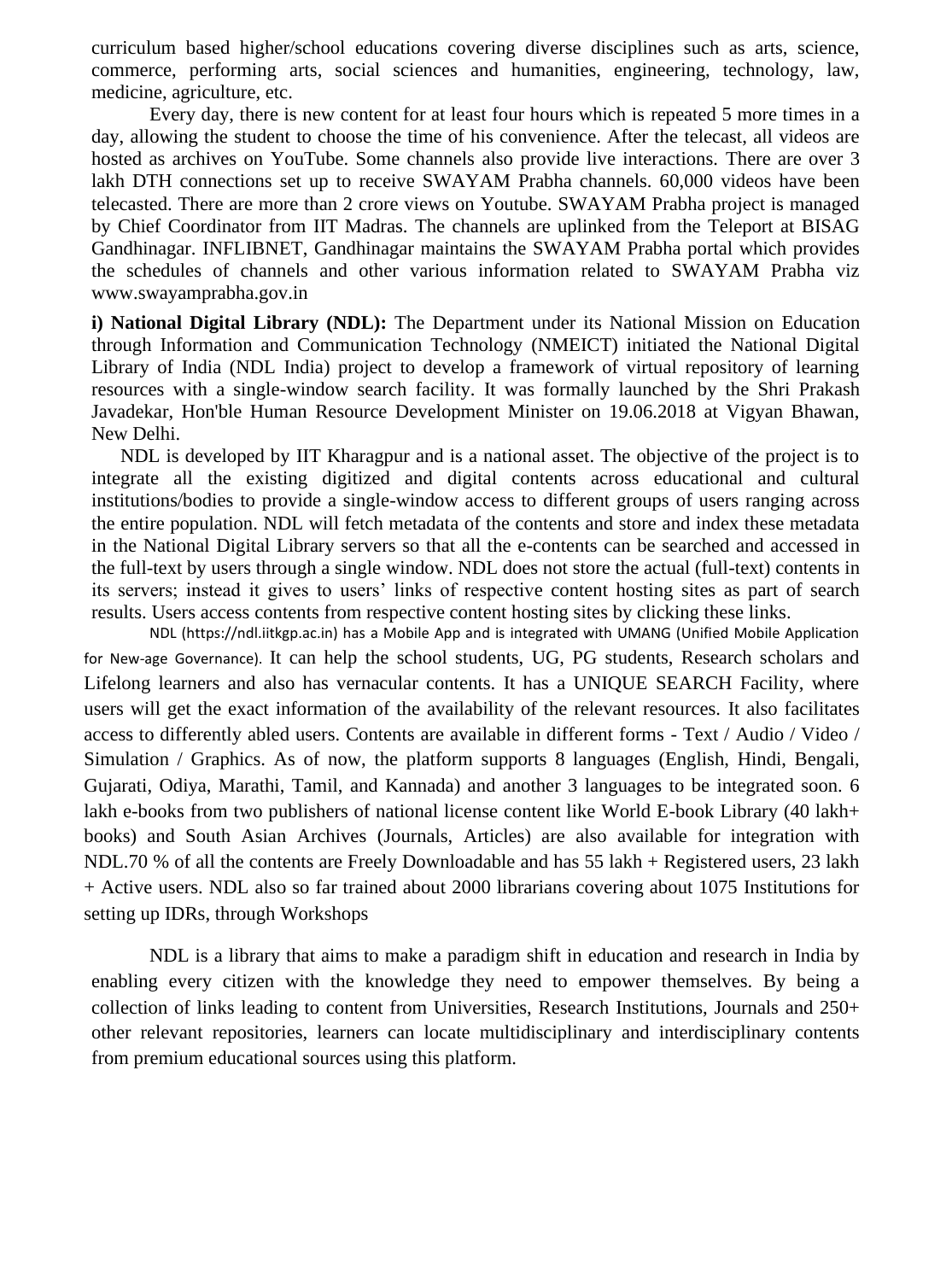curriculum based higher/school educations covering diverse disciplines such as arts, science, commerce, performing arts, social sciences and humanities, engineering, technology, law, medicine, agriculture, etc.

Every day, there is new content for at least four hours which is repeated 5 more times in a day, allowing the student to choose the time of his convenience. After the telecast, all videos are hosted as archives on YouTube. Some channels also provide live interactions. There are over 3 lakh DTH connections set up to receive SWAYAM Prabha channels. 60,000 videos have been telecasted. There are more than 2 crore views on Youtube. SWAYAM Prabha project is managed by Chief Coordinator from IIT Madras. The channels are uplinked from the Teleport at BISAG Gandhinagar. INFLIBNET, Gandhinagar maintains the SWAYAM Prabha portal which provides the schedules of channels and other various information related to SWAYAM Prabha viz www.swayamprabha.gov.in

**i) National Digital Library (NDL):** The Department under its National Mission on Education through Information and Communication Technology (NMEICT) initiated the National Digital Library of India (NDL India) project to develop a framework of virtual repository of learning resources with a single-window search facility. It was formally launched by the Shri Prakash Javadekar, Hon'ble Human Resource Development Minister on 19.06.2018 at Vigyan Bhawan, New Delhi.

NDL is developed by IIT Kharagpur and is a national asset. The objective of the project is to integrate all the existing digitized and digital contents across educational and cultural institutions/bodies to provide a single-window access to different groups of users ranging across the entire population. NDL will fetch metadata of the contents and store and index these metadata in the National Digital Library servers so that all the e-contents can be searched and accessed in the full-text by users through a single window. NDL does not store the actual (full-text) contents in its servers; instead it gives to users' links of respective content hosting sites as part of search results. Users access contents from respective content hosting sites by clicking these links.

NDL (https://ndl.iitkgp.ac.in) has a Mobile App and is integrated with UMANG (Unified Mobile Application for New-age Governance). It can help the school students, UG, PG students, Research scholars and Lifelong learners and also has vernacular contents. It has a UNIQUE SEARCH Facility, where users will get the exact information of the availability of the relevant resources. It also facilitates access to differently abled users. Contents are available in different forms - Text / Audio / Video / Simulation / Graphics. As of now, the platform supports 8 languages (English, Hindi, Bengali, Gujarati, Odiya, Marathi, Tamil, and Kannada) and another 3 languages to be integrated soon. 6 lakh e-books from two publishers of national license content like World E-book Library (40 lakh+ books) and South Asian Archives (Journals, Articles) are also available for integration with NDL.70 % of all the contents are Freely Downloadable and has 55 lakh + Registered users, 23 lakh + Active users. NDL also so far trained about 2000 librarians covering about 1075 Institutions for setting up IDRs, through Workshops

NDL is a library that aims to make a paradigm shift in education and research in India by enabling every citizen with the knowledge they need to empower themselves. By being a collection of links leading to content from Universities, Research Institutions, Journals and 250+ other relevant repositories, learners can locate multidisciplinary and interdisciplinary contents from premium educational sources using this platform.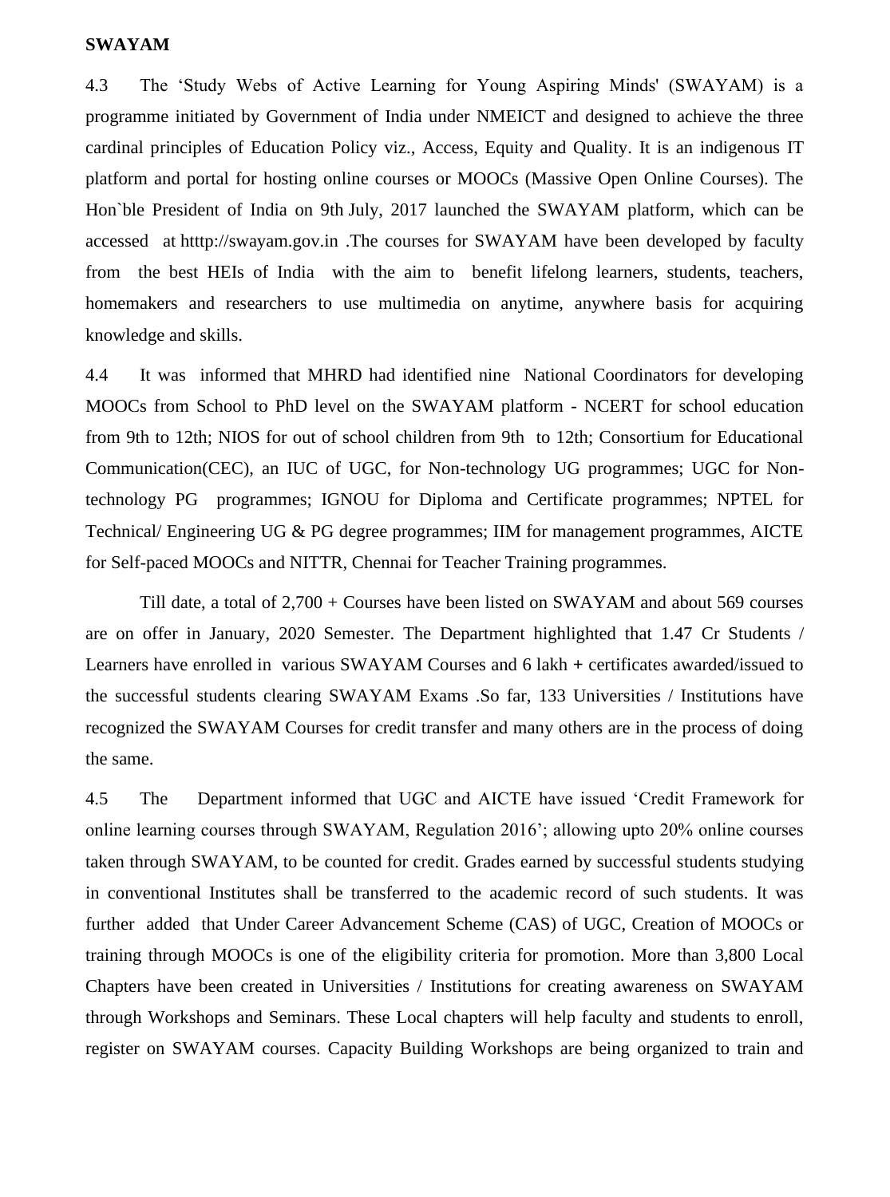**SWAYAM**

4.3 The 'Study Webs of Active Learning for Young Aspiring Minds' (SWAYAM) is a programme initiated by Government of India under NMEICT and designed to achieve the three cardinal principles of Education Policy viz., Access, Equity and Quality. It is an indigenous IT platform and portal for hosting online courses or MOOCs (Massive Open Online Courses). The Hon`ble President of India on 9th July, 2017 launched the SWAYAM platform, which can be accessed at htttp://swayam.gov.in .The courses for SWAYAM have been developed by faculty from the best HEIs of India with the aim to benefit lifelong learners, students, teachers, homemakers and researchers to use multimedia on anytime, anywhere basis for acquiring knowledge and skills.

4.4 It was informed that MHRD had identified nine National Coordinators for developing MOOCs from School to PhD level on the SWAYAM platform - NCERT for school education from 9th to 12th; NIOS for out of school children from 9th to 12th; Consortium for Educational Communication(CEC), an IUC of UGC, for Non-technology UG programmes; UGC for Non-technology PG programmes; IGNOU for Diploma and Certificate programmes; NPTEL for Technical/ Engineering UG & PG degree programmes; IIM for management programmes, AICTE for Self-paced MOOCs and NITTR, Chennai for Teacher Training programmes.

Till date, a total of 2,700 + Courses have been listed on SWAYAM and about 569 courses are on offer in January, 2020 Semester. The Department highlighted that 1.47 Cr Students / Learners have enrolled in various SWAYAM Courses and 6 lakh **+** certificates awarded/issued to the successful students clearing SWAYAM Exams .So far, 133 Universities / Institutions have recognized the SWAYAM Courses for credit transfer and many others are in the process of doing the same.

4.5 The Department informed that UGC and AICTE have issued 'Credit Framework for online learning courses through SWAYAM, Regulation 2016'; allowing upto 20% online courses taken through SWAYAM, to be counted for credit. Grades earned by successful students studying in conventional Institutes shall be transferred to the academic record of such students. It was further added that Under Career Advancement Scheme (CAS) of UGC, Creation of MOOCs or training through MOOCs is one of the eligibility criteria for promotion. More than 3,800 Local Chapters have been created in Universities / Institutions for creating awareness on SWAYAM through Workshops and Seminars. These Local chapters will help faculty and students to enroll, register on SWAYAM courses. Capacity Building Workshops are being organized to train and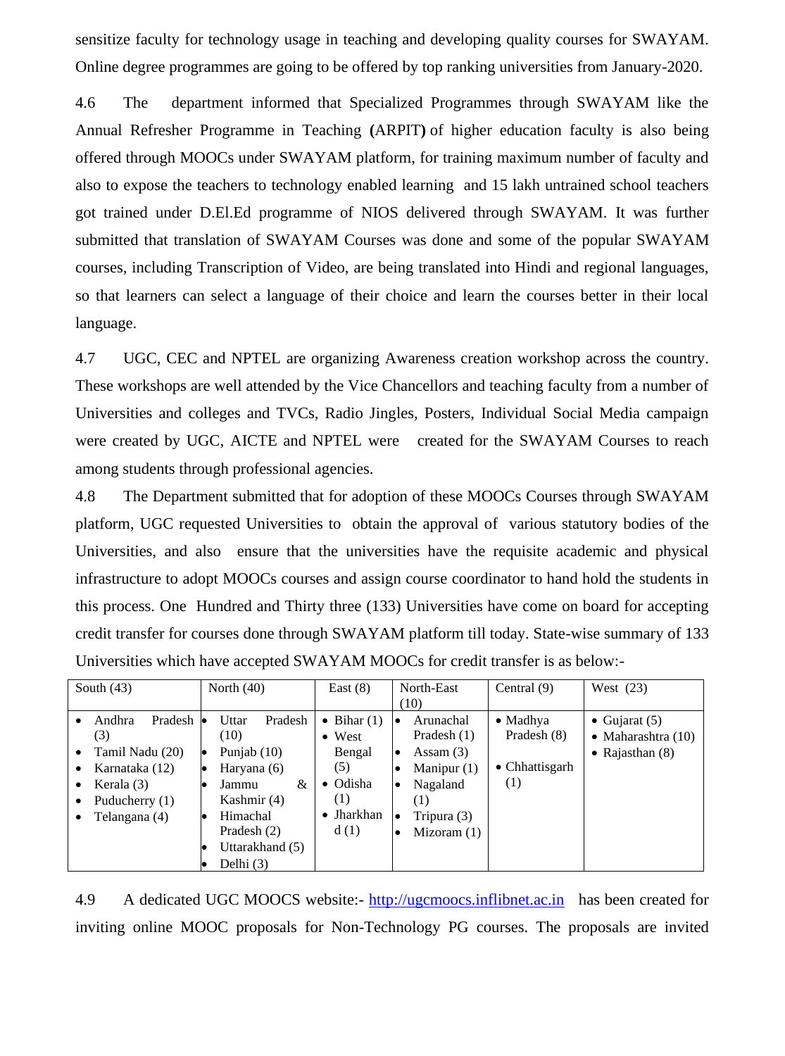sensitize faculty for technology usage in teaching and developing quality courses for SWAYAM. Online degree programmes are going to be offered by top ranking universities from January-2020.

4.6 The department informed that Specialized Programmes through SWAYAM like the Annual Refresher Programme in Teaching **(**ARPIT**)** of higher education faculty is also being offered through MOOCs under SWAYAM platform, for training maximum number of faculty and also to expose the teachers to technology enabled learning and 15 lakh untrained school teachers got trained under D.El.Ed programme of NIOS delivered through SWAYAM. It was further submitted that translation of SWAYAM Courses was done and some of the popular SWAYAM courses, including Transcription of Video, are being translated into Hindi and regional languages, so that learners can select a language of their choice and learn the courses better in their local language.

4.7 UGC, CEC and NPTEL are organizing Awareness creation workshop across the country. These workshops are well attended by the Vice Chancellors and teaching faculty from a number of Universities and colleges and TVCs, Radio Jingles, Posters, Individual Social Media campaign were created by UGC, AICTE and NPTEL were created for the SWAYAM Courses to reach among students through professional agencies.

4.8 The Department submitted that for adoption of these MOOCs Courses through SWAYAM platform, UGC requested Universities to obtain the approval of various statutory bodies of the Universities, and also ensure that the universities have the requisite academic and physical infrastructure to adopt MOOCs courses and assign course coordinator to hand hold the students in this process. One Hundred and Thirty three (133) Universities have come on board for accepting credit transfer for courses done through SWAYAM platform till today. State-wise summary of 133 Universities which have accepted SWAYAM MOOCs for credit transfer is as below:-

| South (43) | North (40) | East (8) | North-East (10) | Central (9) | West (23) |
|---|---|---|---|---|---|
| • Andhra Pradesh (3)<br>• Tamil Nadu (20)<br>• Karnataka (12)<br>• Kerala (3)<br>• Puducherry (1)<br>• Telangana (4) | • Uttar Pradesh (10)<br>• Punjab (10)<br>• Haryana (6)<br>• Jammu & Kashmir (4)<br>• Himachal Pradesh (2)<br>• Uttarakhand (5)<br>• Delhi (3) | • Bihar (1)<br>• West Bengal (5)<br>• Odisha (1)<br>• Jharkhand (1) | • Arunachal Pradesh (1)<br>• Assam (3)<br>• Manipur (1)<br>• Nagaland (1)<br>• Tripura (3)<br>• Mizoram (1) | • Madhya Pradesh (8)<br>• Chhattisgarh (1) | • Gujarat (5)<br>• Maharashtra (10)<br>• Rajasthan (8) |

4.9 A dedicated UGC MOOCS website:- http://ugcmoocs.inflibnet.ac.in has been created for inviting online MOOC proposals for Non-Technology PG courses. The proposals are invited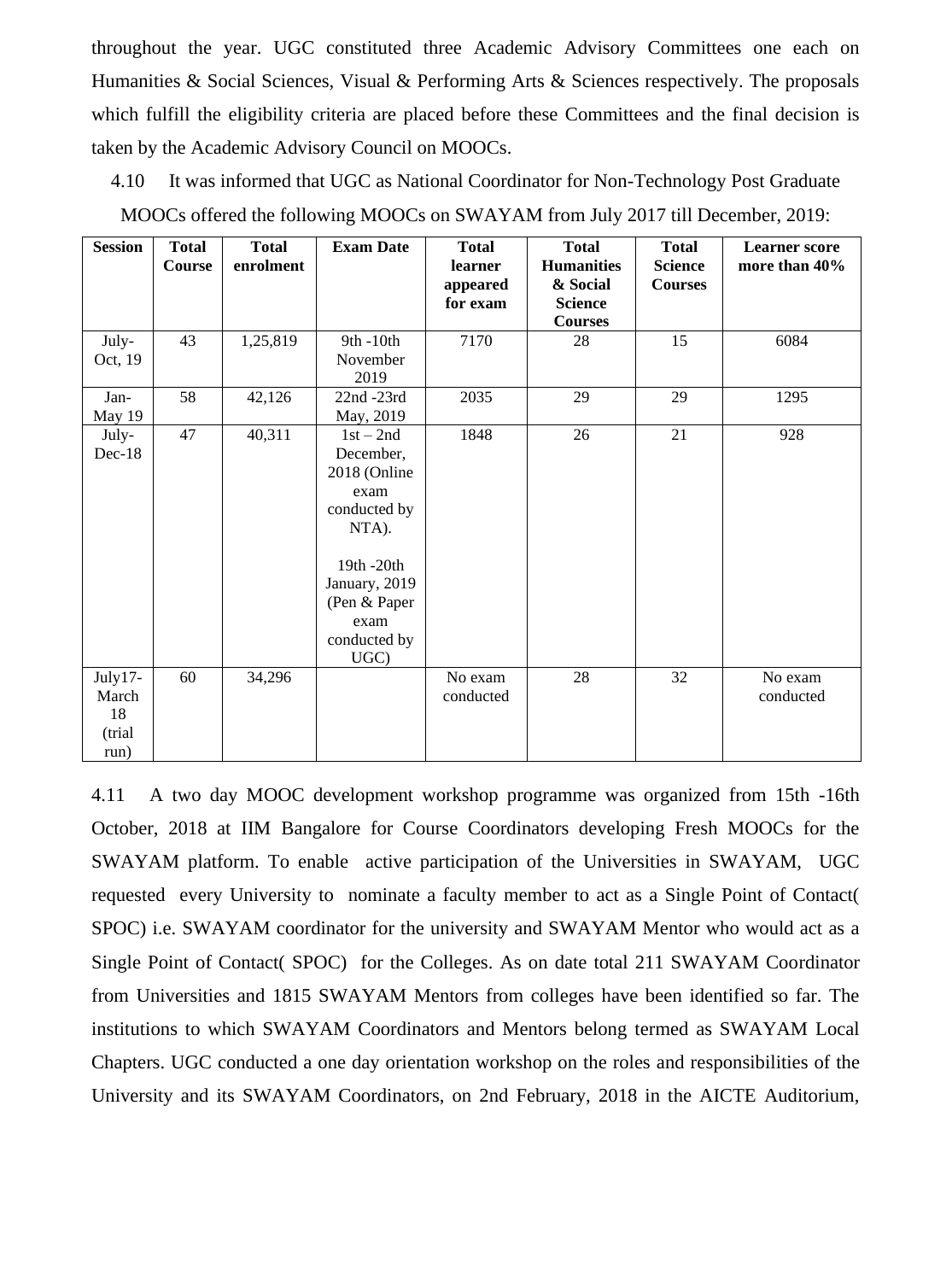throughout the year. UGC constituted three Academic Advisory Committees one each on Humanities & Social Sciences, Visual & Performing Arts & Sciences respectively. The proposals which fulfill the eligibility criteria are placed before these Committees and the final decision is taken by the Academic Advisory Council on MOOCs.

4.10 It was informed that UGC as National Coordinator for Non-Technology Post Graduate MOOCs offered the following MOOCs on SWAYAM from July 2017 till December, 2019:

| Session | Total Course | Total enrolment | Exam Date | Total learner appeared for exam | Total Humanities & Social Science Courses | Total Science Courses | Learner score more than 40% |
|---|---|---|---|---|---|---|---|
| July-Oct, 19 | 43 | 1,25,819 | 9th -10th November 2019 | 7170 | 28 | 15 | 6084 |
| Jan-May 19 | 58 | 42,126 | 22nd -23rd May, 2019 | 2035 | 29 | 29 | 1295 |
| July-Dec-18 | 47 | 40,311 | 1st – 2nd December, 2018 (Online exam conducted by NTA). 19th -20th January, 2019 (Pen & Paper exam conducted by UGC) | 1848 | 26 | 21 | 928 |
| July17-March 18 (trial run) | 60 | 34,296 | | No exam conducted | 28 | 32 | No exam conducted |

4.11 A two day MOOC development workshop programme was organized from 15th -16th October, 2018 at IIM Bangalore for Course Coordinators developing Fresh MOOCs for the SWAYAM platform. To enable active participation of the Universities in SWAYAM, UGC requested every University to nominate a faculty member to act as a Single Point of Contact( SPOC) i.e. SWAYAM coordinator for the university and SWAYAM Mentor who would act as a Single Point of Contact( SPOC) for the Colleges. As on date total 211 SWAYAM Coordinator from Universities and 1815 SWAYAM Mentors from colleges have been identified so far. The institutions to which SWAYAM Coordinators and Mentors belong termed as SWAYAM Local Chapters. UGC conducted a one day orientation workshop on the roles and responsibilities of the University and its SWAYAM Coordinators, on 2nd February, 2018 in the AICTE Auditorium,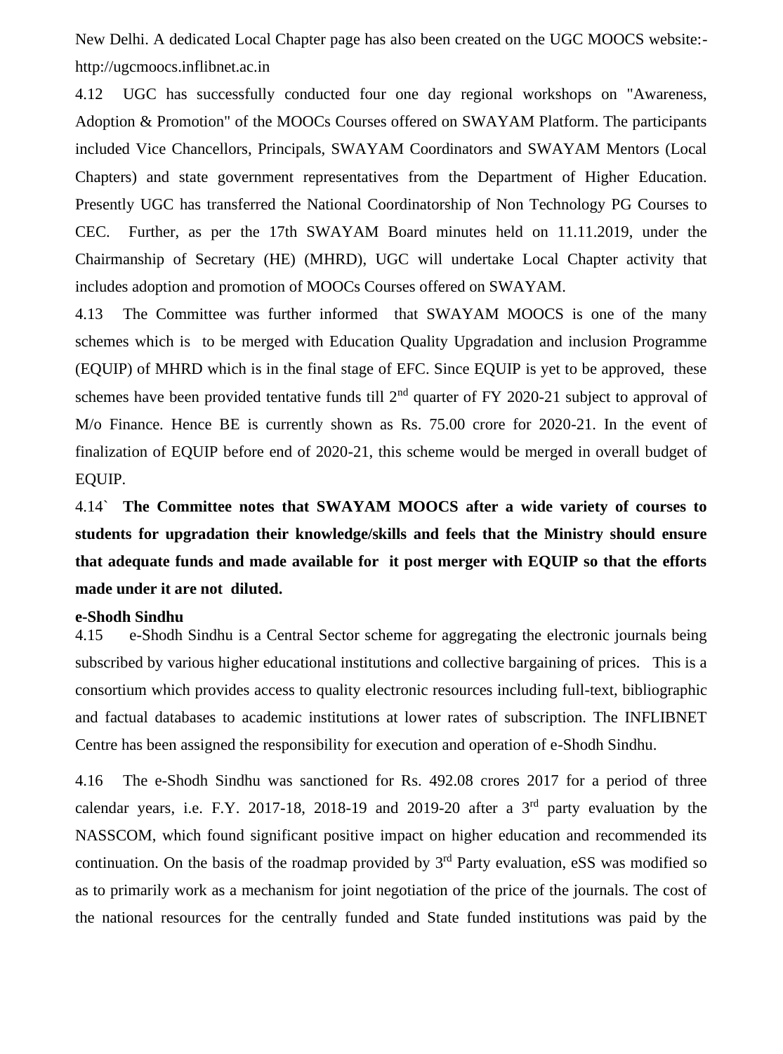New Delhi. A dedicated Local Chapter page has also been created on the UGC MOOCS website:- http://ugcmoocs.inflibnet.ac.in

4.12 UGC has successfully conducted four one day regional workshops on "Awareness, Adoption & Promotion" of the MOOCs Courses offered on SWAYAM Platform. The participants included Vice Chancellors, Principals, SWAYAM Coordinators and SWAYAM Mentors (Local Chapters) and state government representatives from the Department of Higher Education. Presently UGC has transferred the National Coordinatorship of Non Technology PG Courses to CEC. Further, as per the 17th SWAYAM Board minutes held on 11.11.2019, under the Chairmanship of Secretary (HE) (MHRD), UGC will undertake Local Chapter activity that includes adoption and promotion of MOOCs Courses offered on SWAYAM.

4.13 The Committee was further informed that SWAYAM MOOCS is one of the many schemes which is to be merged with Education Quality Upgradation and inclusion Programme (EQUIP) of MHRD which is in the final stage of EFC. Since EQUIP is yet to be approved, these schemes have been provided tentative funds till 2nd quarter of FY 2020-21 subject to approval of M/o Finance. Hence BE is currently shown as Rs. 75.00 crore for 2020-21. In the event of finalization of EQUIP before end of 2020-21, this scheme would be merged in overall budget of EQUIP.

4.14` **The Committee notes that SWAYAM MOOCS after a wide variety of courses to students for upgradation their knowledge/skills and feels that the Ministry should ensure that adequate funds and made available for it post merger with EQUIP so that the efforts made under it are not diluted.**

**e-Shodh Sindhu**

4.15 e-Shodh Sindhu is a Central Sector scheme for aggregating the electronic journals being subscribed by various higher educational institutions and collective bargaining of prices. This is a consortium which provides access to quality electronic resources including full-text, bibliographic and factual databases to academic institutions at lower rates of subscription. The INFLIBNET Centre has been assigned the responsibility for execution and operation of e-Shodh Sindhu.

4.16 The e-Shodh Sindhu was sanctioned for Rs. 492.08 crores 2017 for a period of three calendar years, i.e. F.Y. 2017-18, 2018-19 and 2019-20 after a 3rd party evaluation by the NASSCOM, which found significant positive impact on higher education and recommended its continuation. On the basis of the roadmap provided by 3rd Party evaluation, eSS was modified so as to primarily work as a mechanism for joint negotiation of the price of the journals. The cost of the national resources for the centrally funded and State funded institutions was paid by the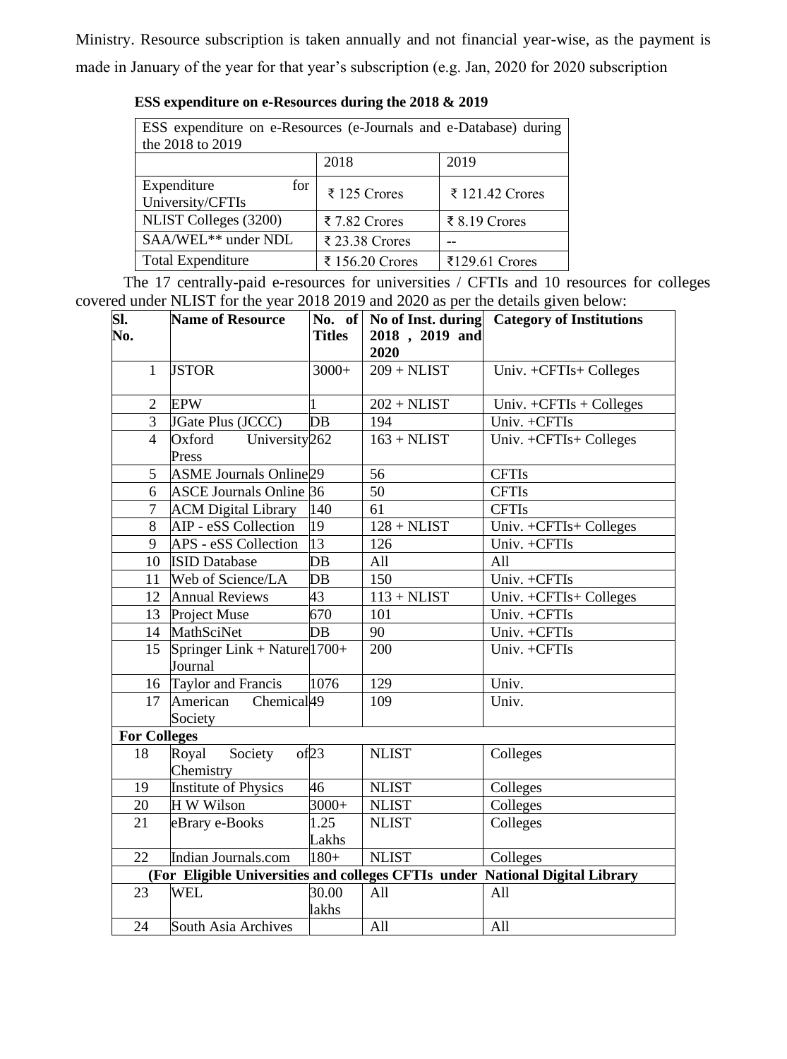Ministry. Resource subscription is taken annually and not financial year-wise, as the payment is made in January of the year for that year's subscription (e.g. Jan, 2020 for 2020 subscription

**ESS expenditure on e-Resources during the 2018 & 2019**

| ESS expenditure on e-Resources (e-Journals and e-Database) during the 2018 to 2019 | | |
|---|---|---|
| | 2018 | 2019 |
| Expenditure for University/CFTIs | ₹ 125 Crores | ₹ 121.42 Crores |
| NLIST Colleges (3200) | ₹ 7.82 Crores | ₹ 8.19 Crores |
| SAA/WEL** under NDL | ₹ 23.38 Crores | -- |
| Total Expenditure | ₹ 156.20 Crores | ₹129.61 Crores |

The 17 centrally-paid e-resources for universities / CFTIs and 10 resources for colleges covered under NLIST for the year 2018 2019 and 2020 as per the details given below:

| Sl. No. | Name of Resource | No. of Titles | No of Inst. during 2018 , 2019 and 2020 | Category of Institutions |
|---|---|---|---|---|
| 1 | JSTOR | 3000+ | 209 + NLIST | Univ. +CFTIs+ Colleges |
| 2 | EPW | 1 | 202 + NLIST | Univ. +CFTIs + Colleges |
| 3 | JGate Plus (JCCC) | DB | 194 | Univ. +CFTIs |
| 4 | Oxford University Press | 262 | 163 + NLIST | Univ. +CFTIs+ Colleges |
| 5 | ASME Journals Online | 29 | 56 | CFTIs |
| 6 | ASCE Journals Online | 36 | 50 | CFTIs |
| 7 | ACM Digital Library | 140 | 61 | CFTIs |
| 8 | AIP - eSS Collection | 19 | 128 + NLIST | Univ. +CFTIs+ Colleges |
| 9 | APS - eSS Collection | 13 | 126 | Univ. +CFTIs |
| 10 | ISID Database | DB | All | All |
| 11 | Web of Science/LA | DB | 150 | Univ. +CFTIs |
| 12 | Annual Reviews | 43 | 113 + NLIST | Univ. +CFTIs+ Colleges |
| 13 | Project Muse | 670 | 101 | Univ. +CFTIs |
| 14 | MathSciNet | DB | 90 | Univ. +CFTIs |
| 15 | Springer Link + Nature Journal | 1700+ | 200 | Univ. +CFTIs |
| 16 | Taylor and Francis | 1076 | 129 | Univ. |
| 17 | American Chemical Society | 49 | 109 | Univ. |
| **For Colleges** | | | | |
| 18 | Royal Society of Chemistry | 23 | NLIST | Colleges |
| 19 | Institute of Physics | 46 | NLIST | Colleges |
| 20 | H W Wilson | 3000+ | NLIST | Colleges |
| 21 | eBrary e-Books | 1.25 Lakhs | NLIST | Colleges |
| 22 | Indian Journals.com | 180+ | NLIST | Colleges |
| **(For Eligible Universities and colleges CFTIs under National Digital Library** | | | | |
| 23 | WEL | 30.00 lakhs | All | All |
| 24 | South Asia Archives | | All | All |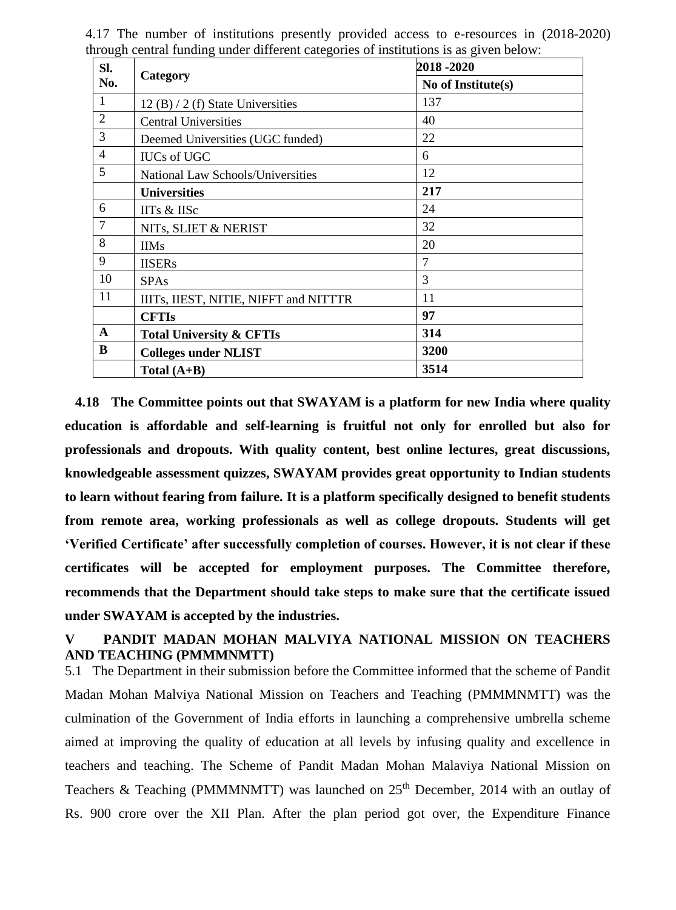4.17 The number of institutions presently provided access to e-resources in (2018-2020) through central funding under different categories of institutions is as given below:

| Sl. No. | Category | 2018 -2020 |
|---|---|---|
| | | No of Institute(s) |
| 1 | 12 (B) / 2 (f) State Universities | 137 |
| 2 | Central Universities | 40 |
| 3 | Deemed Universities (UGC funded) | 22 |
| 4 | IUCs of UGC | 6 |
| 5 | National Law Schools/Universities | 12 |
| | **Universities** | **217** |
| 6 | IITs & IISc | 24 |
| 7 | NITs, SLIET & NERIST | 32 |
| 8 | IIMs | 20 |
| 9 | IISERs | 7 |
| 10 | SPAs | 3 |
| 11 | IIITs, IIEST, NITIE, NIFFT and NITTTR | 11 |
| | **CFTIs** | **97** |
| **A** | **Total University & CFTIs** | **314** |
| **B** | **Colleges under NLIST** | **3200** |
| | **Total (A+B)** | **3514** |

**4.18 The Committee points out that SWAYAM is a platform for new India where quality education is affordable and self-learning is fruitful not only for enrolled but also for professionals and dropouts. With quality content, best online lectures, great discussions, knowledgeable assessment quizzes, SWAYAM provides great opportunity to Indian students to learn without fearing from failure. It is a platform specifically designed to benefit students from remote area, working professionals as well as college dropouts. Students will get 'Verified Certificate' after successfully completion of courses. However, it is not clear if these certificates will be accepted for employment purposes. The Committee therefore, recommends that the Department should take steps to make sure that the certificate issued under SWAYAM is accepted by the industries.**

## V PANDIT MADAN MOHAN MALVIYA NATIONAL MISSION ON TEACHERS AND TEACHING (PMMMNMTT)

5.1 The Department in their submission before the Committee informed that the scheme of Pandit Madan Mohan Malviya National Mission on Teachers and Teaching (PMMMNMTT) was the culmination of the Government of India efforts in launching a comprehensive umbrella scheme aimed at improving the quality of education at all levels by infusing quality and excellence in teachers and teaching. The Scheme of Pandit Madan Mohan Malaviya National Mission on Teachers & Teaching (PMMMNMTT) was launched on 25th December, 2014 with an outlay of Rs. 900 crore over the XII Plan. After the plan period got over, the Expenditure Finance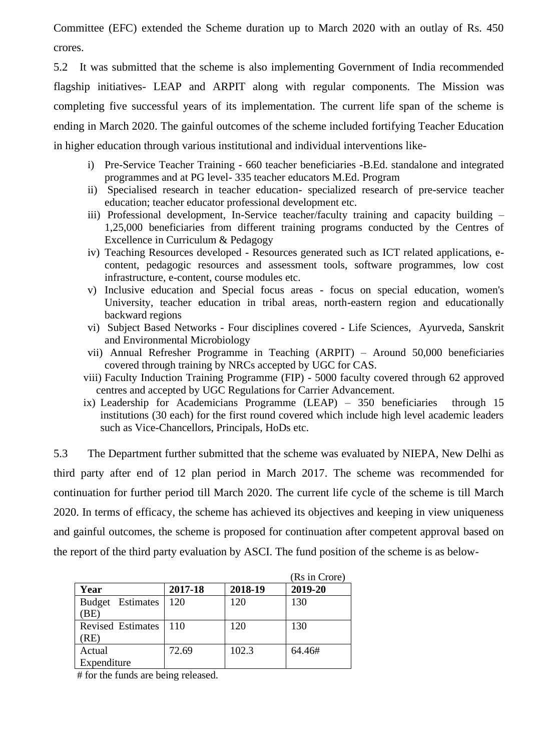Committee (EFC) extended the Scheme duration up to March 2020 with an outlay of Rs. 450 crores.

5.2 It was submitted that the scheme is also implementing Government of India recommended flagship initiatives- LEAP and ARPIT along with regular components. The Mission was completing five successful years of its implementation. The current life span of the scheme is ending in March 2020. The gainful outcomes of the scheme included fortifying Teacher Education in higher education through various institutional and individual interventions like-

i) Pre-Service Teacher Training - 660 teacher beneficiaries -B.Ed. standalone and integrated programmes and at PG level- 335 teacher educators M.Ed. Program
ii) Specialised research in teacher education- specialized research of pre-service teacher education; teacher educator professional development etc.
iii) Professional development, In-Service teacher/faculty training and capacity building – 1,25,000 beneficiaries from different training programs conducted by the Centres of Excellence in Curriculum & Pedagogy
iv) Teaching Resources developed - Resources generated such as ICT related applications, e-content, pedagogic resources and assessment tools, software programmes, low cost infrastructure, e-content, course modules etc.
v) Inclusive education and Special focus areas - focus on special education, women's University, teacher education in tribal areas, north-eastern region and educationally backward regions
vi) Subject Based Networks - Four disciplines covered - Life Sciences, Ayurveda, Sanskrit and Environmental Microbiology
vii) Annual Refresher Programme in Teaching (ARPIT) – Around 50,000 beneficiaries covered through training by NRCs accepted by UGC for CAS.
viii) Faculty Induction Training Programme (FIP) - 5000 faculty covered through 62 approved centres and accepted by UGC Regulations for Carrier Advancement.
ix) Leadership for Academicians Programme (LEAP) – 350 beneficiaries through 15 institutions (30 each) for the first round covered which include high level academic leaders such as Vice-Chancellors, Principals, HoDs etc.

5.3 The Department further submitted that the scheme was evaluated by NIEPA, New Delhi as third party after end of 12 plan period in March 2017. The scheme was recommended for continuation for further period till March 2020. The current life cycle of the scheme is till March 2020. In terms of efficacy, the scheme has achieved its objectives and keeping in view uniqueness and gainful outcomes, the scheme is proposed for continuation after competent approval based on the report of the third party evaluation by ASCI. The fund position of the scheme is as below-

(Rs in Crore)

| Year | 2017-18 | 2018-19 | 2019-20 |
|---|---|---|---|
| Budget Estimates (BE) | 120 | 120 | 130 |
| Revised Estimates (RE) | 110 | 120 | 130 |
| Actual Expenditure | 72.69 | 102.3 | 64.46# |

# for the funds are being released.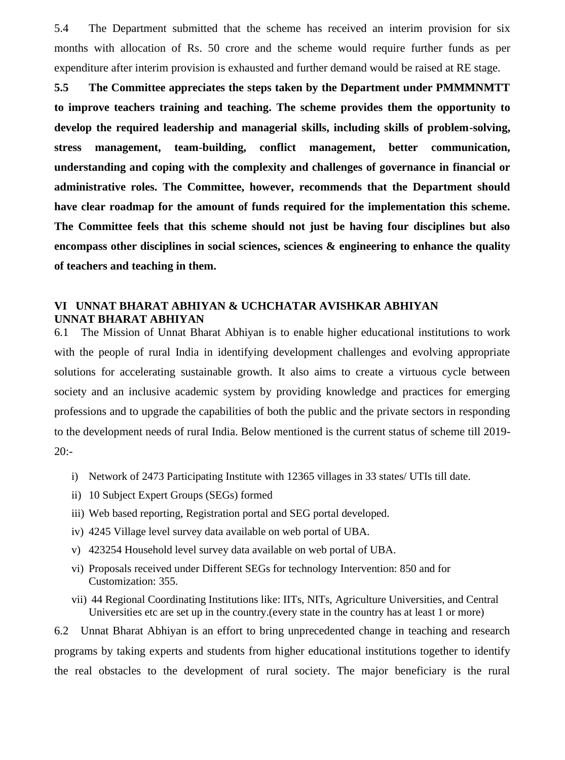5.4 The Department submitted that the scheme has received an interim provision for six months with allocation of Rs. 50 crore and the scheme would require further funds as per expenditure after interim provision is exhausted and further demand would be raised at RE stage.

**5.5 The Committee appreciates the steps taken by the Department under PMMMNMTT to improve teachers training and teaching. The scheme provides them the opportunity to develop the required leadership and managerial skills, including skills of problem-solving, stress management, team-building, conflict management, better communication, understanding and coping with the complexity and challenges of governance in financial or administrative roles. The Committee, however, recommends that the Department should have clear roadmap for the amount of funds required for the implementation this scheme. The Committee feels that this scheme should not just be having four disciplines but also encompass other disciplines in social sciences, sciences & engineering to enhance the quality of teachers and teaching in them.**

## VI UNNAT BHARAT ABHIYAN & UCHCHATAR AVISHKAR ABHIYAN

### UNNAT BHARAT ABHIYAN

6.1 The Mission of Unnat Bharat Abhiyan is to enable higher educational institutions to work with the people of rural India in identifying development challenges and evolving appropriate solutions for accelerating sustainable growth. It also aims to create a virtuous cycle between society and an inclusive academic system by providing knowledge and practices for emerging professions and to upgrade the capabilities of both the public and the private sectors in responding to the development needs of rural India. Below mentioned is the current status of scheme till 2019-20:-

i) Network of 2473 Participating Institute with 12365 villages in 33 states/ UTIs till date.

ii) 10 Subject Expert Groups (SEGs) formed

iii) Web based reporting, Registration portal and SEG portal developed.

iv) 4245 Village level survey data available on web portal of UBA.

v) 423254 Household level survey data available on web portal of UBA.

vi) Proposals received under Different SEGs for technology Intervention: 850 and for Customization: 355.

vii) 44 Regional Coordinating Institutions like: IITs, NITs, Agriculture Universities, and Central Universities etc are set up in the country.(every state in the country has at least 1 or more)

6.2 Unnat Bharat Abhiyan is an effort to bring unprecedented change in teaching and research programs by taking experts and students from higher educational institutions together to identify the real obstacles to the development of rural society. The major beneficiary is the rural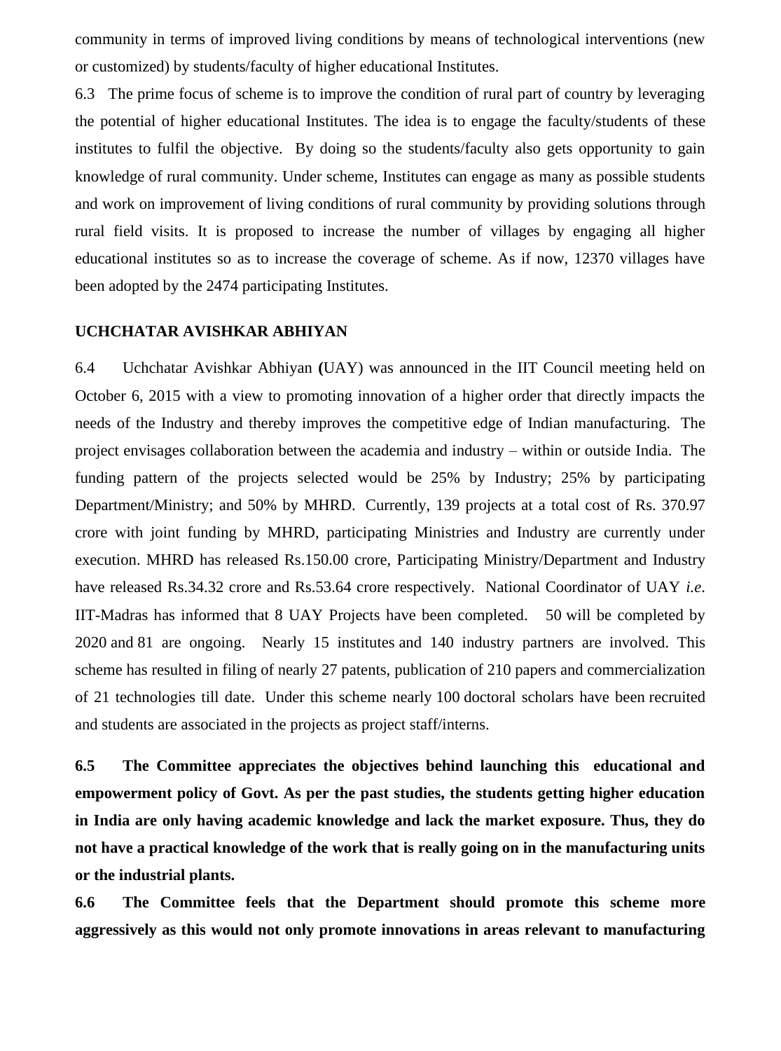community in terms of improved living conditions by means of technological interventions (new or customized) by students/faculty of higher educational Institutes.

6.3 The prime focus of scheme is to improve the condition of rural part of country by leveraging the potential of higher educational Institutes. The idea is to engage the faculty/students of these institutes to fulfil the objective. By doing so the students/faculty also gets opportunity to gain knowledge of rural community. Under scheme, Institutes can engage as many as possible students and work on improvement of living conditions of rural community by providing solutions through rural field visits. It is proposed to increase the number of villages by engaging all higher educational institutes so as to increase the coverage of scheme. As if now, 12370 villages have been adopted by the 2474 participating Institutes.

**UCHCHATAR AVISHKAR ABHIYAN**

6.4 Uchchatar Avishkar Abhiyan **(**UAY) was announced in the IIT Council meeting held on October 6, 2015 with a view to promoting innovation of a higher order that directly impacts the needs of the Industry and thereby improves the competitive edge of Indian manufacturing. The project envisages collaboration between the academia and industry – within or outside India. The funding pattern of the projects selected would be 25% by Industry; 25% by participating Department/Ministry; and 50% by MHRD. Currently, 139 projects at a total cost of Rs. 370.97 crore with joint funding by MHRD, participating Ministries and Industry are currently under execution. MHRD has released Rs.150.00 crore, Participating Ministry/Department and Industry have released Rs.34.32 crore and Rs.53.64 crore respectively. National Coordinator of UAY *i.e.* IIT-Madras has informed that 8 UAY Projects have been completed. 50 will be completed by 2020 and 81 are ongoing. Nearly 15 institutes and 140 industry partners are involved. This scheme has resulted in filing of nearly 27 patents, publication of 210 papers and commercialization of 21 technologies till date. Under this scheme nearly 100 doctoral scholars have been recruited and students are associated in the projects as project staff/interns.

**6.5 The Committee appreciates the objectives behind launching this educational and empowerment policy of Govt. As per the past studies, the students getting higher education in India are only having academic knowledge and lack the market exposure. Thus, they do not have a practical knowledge of the work that is really going on in the manufacturing units or the industrial plants.**

**6.6 The Committee feels that the Department should promote this scheme more aggressively as this would not only promote innovations in areas relevant to manufacturing**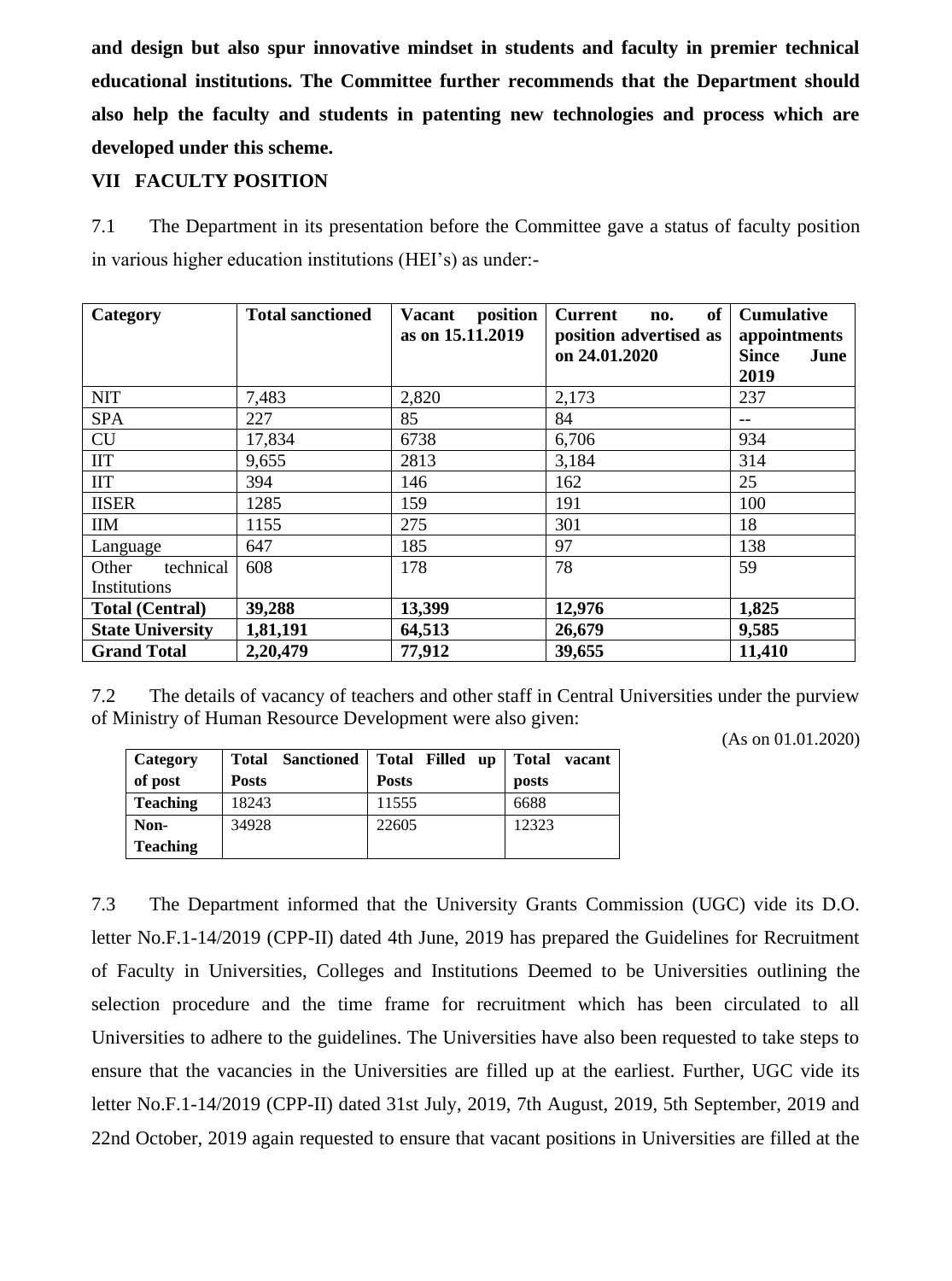**and design but also spur innovative mindset in students and faculty in premier technical educational institutions. The Committee further recommends that the Department should also help the faculty and students in patenting new technologies and process which are developed under this scheme.**

## VII FACULTY POSITION

7.1 The Department in its presentation before the Committee gave a status of faculty position in various higher education institutions (HEI's) as under:-

| **Category** | **Total sanctioned** | **Vacant position as on 15.11.2019** | **Current no. of position advertised as on 24.01.2020** | **Cumulative appointments Since June 2019** |
|---|---|---|---|---|
| NIT | 7,483 | 2,820 | 2,173 | 237 |
| SPA | 227 | 85 | 84 | -- |
| CU | 17,834 | 6738 | 6,706 | 934 |
| IIT | 9,655 | 2813 | 3,184 | 314 |
| IIT | 394 | 146 | 162 | 25 |
| IISER | 1285 | 159 | 191 | 100 |
| IIM | 1155 | 275 | 301 | 18 |
| Language | 647 | 185 | 97 | 138 |
| Other technical Institutions | 608 | 178 | 78 | 59 |
| **Total (Central)** | **39,288** | **13,399** | **12,976** | **1,825** |
| **State University** | **1,81,191** | **64,513** | **26,679** | **9,585** |
| **Grand Total** | **2,20,479** | **77,912** | **39,655** | **11,410** |

7.2 The details of vacancy of teachers and other staff in Central Universities under the purview of Ministry of Human Resource Development were also given:

(As on 01.01.2020)

| **Category of post** | **Total Sanctioned Posts** | **Total Filled up Posts** | **Total vacant posts** |
|---|---|---|---|
| **Teaching** | 18243 | 11555 | 6688 |
| **Non-Teaching** | 34928 | 22605 | 12323 |

7.3 The Department informed that the University Grants Commission (UGC) vide its D.O. letter No.F.1-14/2019 (CPP-II) dated 4th June, 2019 has prepared the Guidelines for Recruitment of Faculty in Universities, Colleges and Institutions Deemed to be Universities outlining the selection procedure and the time frame for recruitment which has been circulated to all Universities to adhere to the guidelines. The Universities have also been requested to take steps to ensure that the vacancies in the Universities are filled up at the earliest. Further, UGC vide its letter No.F.1-14/2019 (CPP-II) dated 31st July, 2019, 7th August, 2019, 5th September, 2019 and 22nd October, 2019 again requested to ensure that vacant positions in Universities are filled at the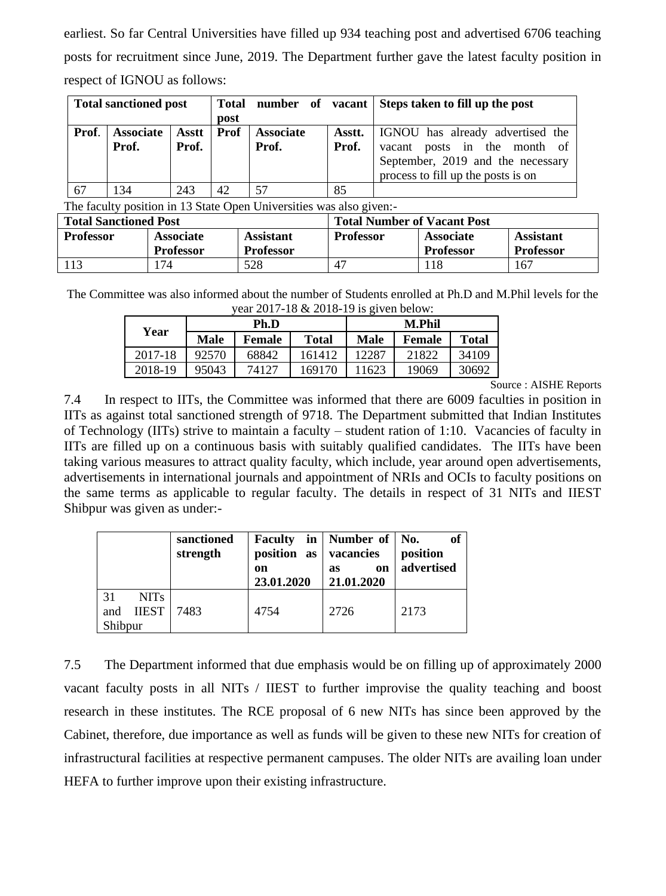earliest. So far Central Universities have filled up 934 teaching post and advertised 6706 teaching posts for recruitment since June, 2019. The Department further gave the latest faculty position in respect of IGNOU as follows:

| Total sanctioned post | | | Total number of vacant post | | | Steps taken to fill up the post |
|---|---|---|---|---|---|---|
| **Prof.** | **Associate Prof.** | **Asstt Prof.** | **Prof** | **Associate Prof.** | **Asstt. Prof.** | IGNOU has already advertised the vacant posts in the month of September, 2019 and the necessary process to fill up the posts is on |
| 67 | 134 | 243 | 42 | 57 | 85 | |

The faculty position in 13 State Open Universities was also given:-

| Total Sanctioned Post | | | Total Number of Vacant Post | | |
|---|---|---|---|---|---|
| **Professor** | **Associate Professor** | **Assistant Professor** | **Professor** | **Associate Professor** | **Assistant Professor** |
| 113 | 174 | 528 | 47 | 118 | 167 |

The Committee was also informed about the number of Students enrolled at Ph.D and M.Phil levels for the year 2017-18 & 2018-19 is given below:

| Year | Ph.D | | | M.Phil | | |
|---|---|---|---|---|---|---|
| | **Male** | **Female** | **Total** | **Male** | **Female** | **Total** |
| 2017-18 | 92570 | 68842 | 161412 | 12287 | 21822 | 34109 |
| 2018-19 | 95043 | 74127 | 169170 | 11623 | 19069 | 30692 |

Source : AISHE Reports

7.4 In respect to IITs, the Committee was informed that there are 6009 faculties in position in IITs as against total sanctioned strength of 9718. The Department submitted that Indian Institutes of Technology (IITs) strive to maintain a faculty – student ration of 1:10. Vacancies of faculty in IITs are filled up on a continuous basis with suitably qualified candidates. The IITs have been taking various measures to attract quality faculty, which include, year around open advertisements, advertisements in international journals and appointment of NRIs and OCIs to faculty positions on the same terms as applicable to regular faculty. The details in respect of 31 NITs and IIEST Shibpur was given as under:-

| | sanctioned strength | Faculty in position as on 23.01.2020 | Number of vacancies as on 21.01.2020 | No. of position advertised |
|---|---|---|---|---|
| 31 NITs and IIEST Shibpur | 7483 | 4754 | 2726 | 2173 |

7.5 The Department informed that due emphasis would be on filling up of approximately 2000 vacant faculty posts in all NITs / IIEST to further improvise the quality teaching and boost research in these institutes. The RCE proposal of 6 new NITs has since been approved by the Cabinet, therefore, due importance as well as funds will be given to these new NITs for creation of infrastructural facilities at respective permanent campuses. The older NITs are availing loan under HEFA to further improve upon their existing infrastructure.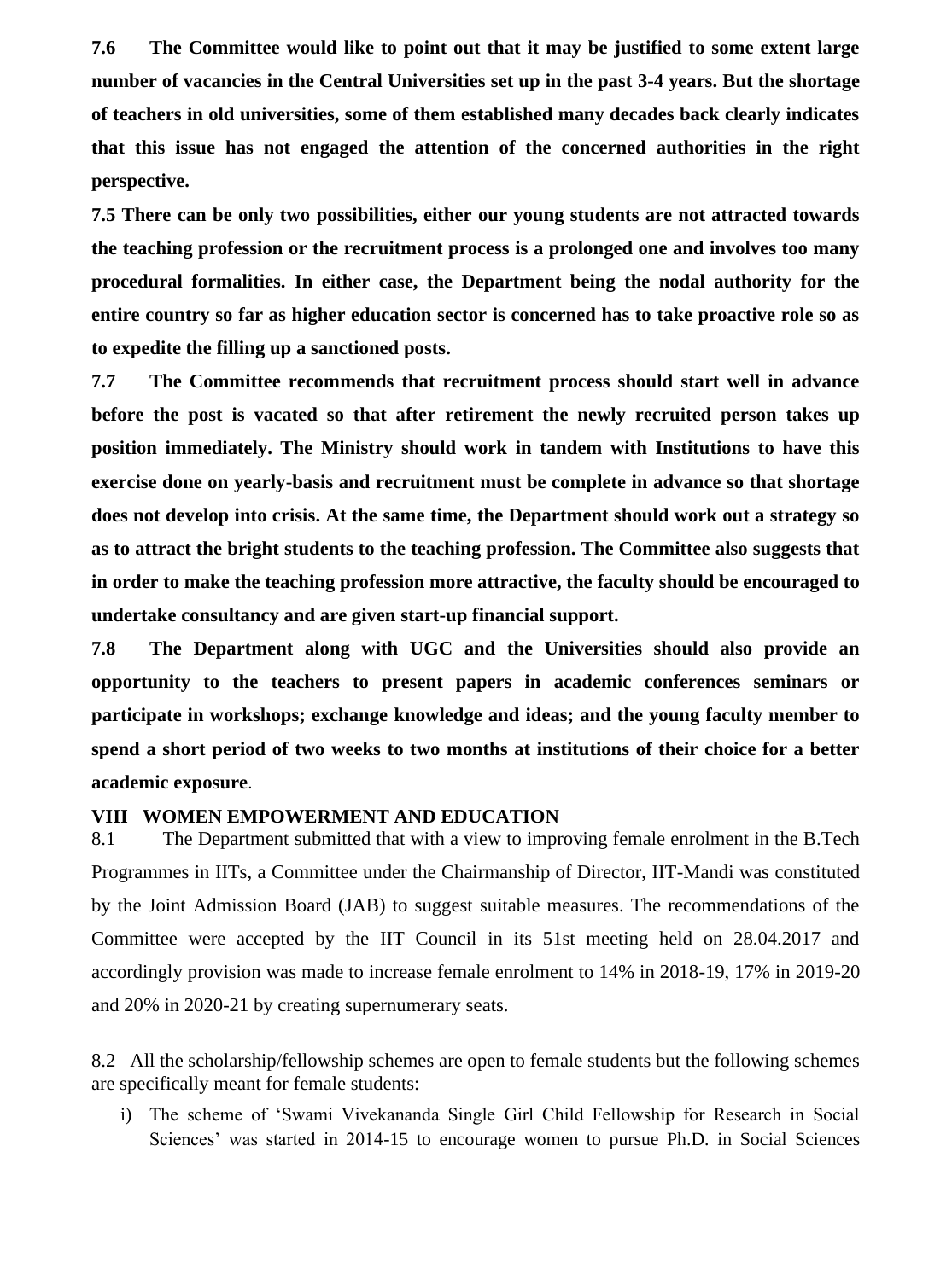**7.6 The Committee would like to point out that it may be justified to some extent large number of vacancies in the Central Universities set up in the past 3-4 years. But the shortage of teachers in old universities, some of them established many decades back clearly indicates that this issue has not engaged the attention of the concerned authorities in the right perspective.**

**7.5 There can be only two possibilities, either our young students are not attracted towards the teaching profession or the recruitment process is a prolonged one and involves too many procedural formalities. In either case, the Department being the nodal authority for the entire country so far as higher education sector is concerned has to take proactive role so as to expedite the filling up a sanctioned posts.**

**7.7 The Committee recommends that recruitment process should start well in advance before the post is vacated so that after retirement the newly recruited person takes up position immediately. The Ministry should work in tandem with Institutions to have this exercise done on yearly-basis and recruitment must be complete in advance so that shortage does not develop into crisis. At the same time, the Department should work out a strategy so as to attract the bright students to the teaching profession. The Committee also suggests that in order to make the teaching profession more attractive, the faculty should be encouraged to undertake consultancy and are given start-up financial support.**

**7.8 The Department along with UGC and the Universities should also provide an opportunity to the teachers to present papers in academic conferences seminars or participate in workshops; exchange knowledge and ideas; and the young faculty member to spend a short period of two weeks to two months at institutions of their choice for a better academic exposure**.

## VIII WOMEN EMPOWERMENT AND EDUCATION

8.1 The Department submitted that with a view to improving female enrolment in the B.Tech Programmes in IITs, a Committee under the Chairmanship of Director, IIT-Mandi was constituted by the Joint Admission Board (JAB) to suggest suitable measures. The recommendations of the Committee were accepted by the IIT Council in its 51st meeting held on 28.04.2017 and accordingly provision was made to increase female enrolment to 14% in 2018-19, 17% in 2019-20 and 20% in 2020-21 by creating supernumerary seats.

8.2 All the scholarship/fellowship schemes are open to female students but the following schemes are specifically meant for female students:

i) The scheme of 'Swami Vivekananda Single Girl Child Fellowship for Research in Social Sciences' was started in 2014-15 to encourage women to pursue Ph.D. in Social Sciences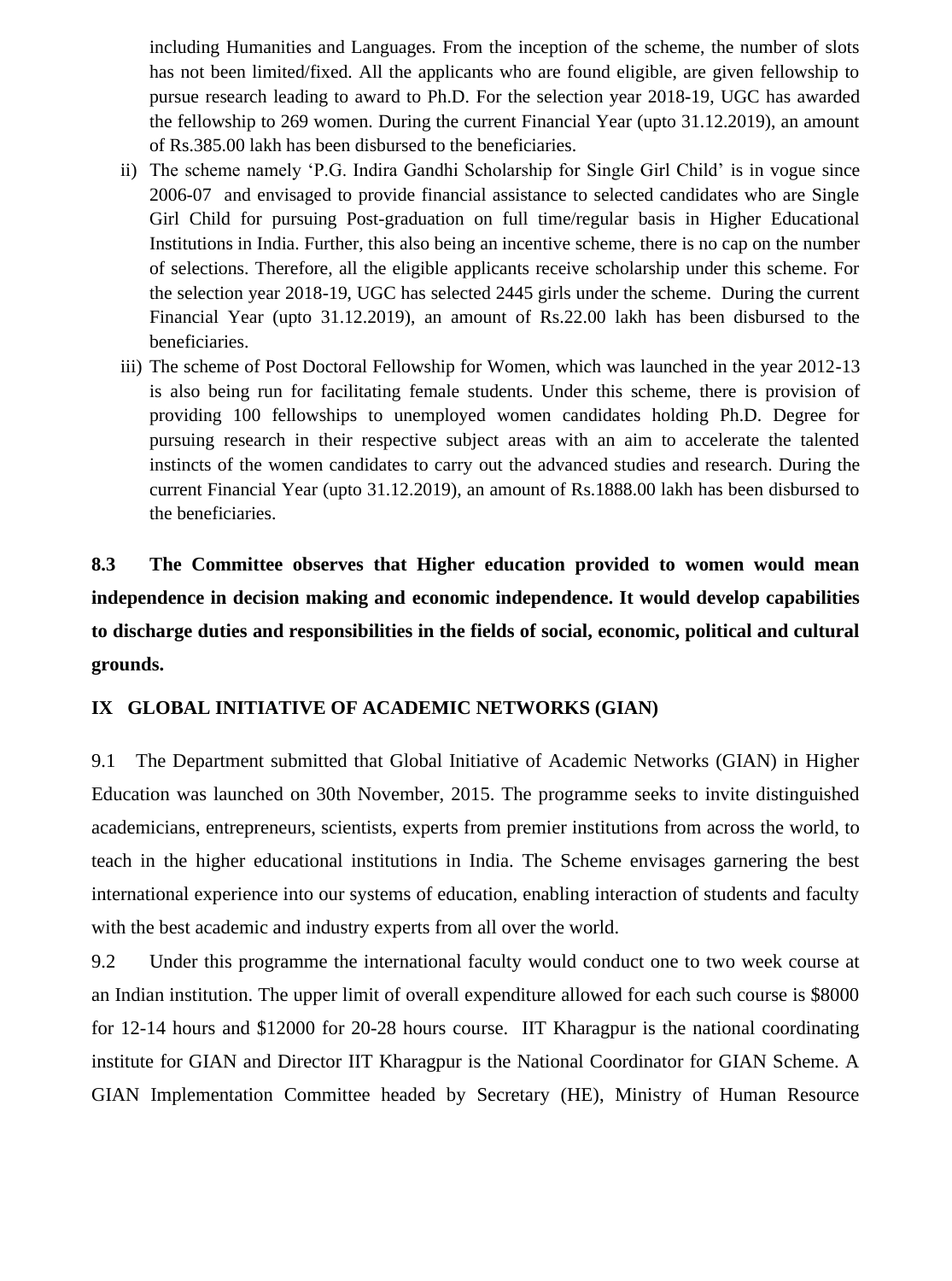including Humanities and Languages. From the inception of the scheme, the number of slots has not been limited/fixed. All the applicants who are found eligible, are given fellowship to pursue research leading to award to Ph.D. For the selection year 2018-19, UGC has awarded the fellowship to 269 women. During the current Financial Year (upto 31.12.2019), an amount of Rs.385.00 lakh has been disbursed to the beneficiaries.

ii) The scheme namely 'P.G. Indira Gandhi Scholarship for Single Girl Child' is in vogue since 2006-07 and envisaged to provide financial assistance to selected candidates who are Single Girl Child for pursuing Post-graduation on full time/regular basis in Higher Educational Institutions in India. Further, this also being an incentive scheme, there is no cap on the number of selections. Therefore, all the eligible applicants receive scholarship under this scheme. For the selection year 2018-19, UGC has selected 2445 girls under the scheme. During the current Financial Year (upto 31.12.2019), an amount of Rs.22.00 lakh has been disbursed to the beneficiaries.

iii) The scheme of Post Doctoral Fellowship for Women, which was launched in the year 2012-13 is also being run for facilitating female students. Under this scheme, there is provision of providing 100 fellowships to unemployed women candidates holding Ph.D. Degree for pursuing research in their respective subject areas with an aim to accelerate the talented instincts of the women candidates to carry out the advanced studies and research. During the current Financial Year (upto 31.12.2019), an amount of Rs.1888.00 lakh has been disbursed to the beneficiaries.

**8.3 The Committee observes that Higher education provided to women would mean independence in decision making and economic independence. It would develop capabilities to discharge duties and responsibilities in the fields of social, economic, political and cultural grounds.**

## IX GLOBAL INITIATIVE OF ACADEMIC NETWORKS (GIAN)

9.1 The Department submitted that Global Initiative of Academic Networks (GIAN) in Higher Education was launched on 30th November, 2015. The programme seeks to invite distinguished academicians, entrepreneurs, scientists, experts from premier institutions from across the world, to teach in the higher educational institutions in India. The Scheme envisages garnering the best international experience into our systems of education, enabling interaction of students and faculty with the best academic and industry experts from all over the world.

9.2 Under this programme the international faculty would conduct one to two week course at an Indian institution. The upper limit of overall expenditure allowed for each such course is $8000 for 12-14 hours and $12000 for 20-28 hours course. IIT Kharagpur is the national coordinating institute for GIAN and Director IIT Kharagpur is the National Coordinator for GIAN Scheme. A GIAN Implementation Committee headed by Secretary (HE), Ministry of Human Resource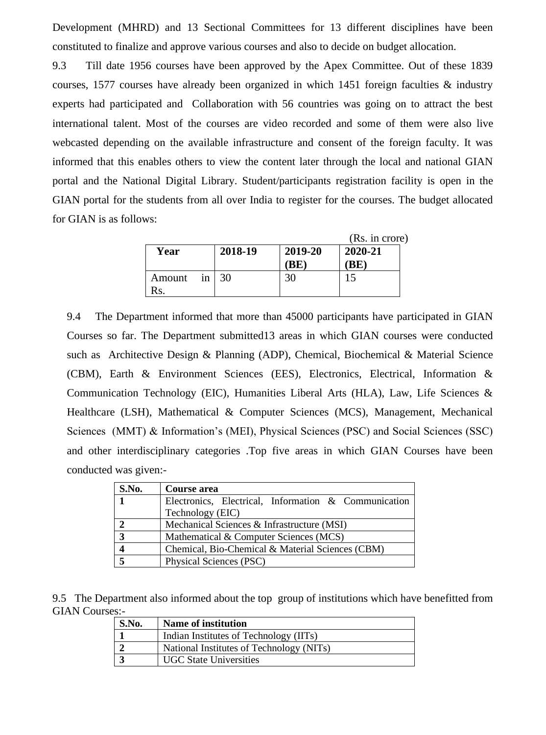Development (MHRD) and 13 Sectional Committees for 13 different disciplines have been constituted to finalize and approve various courses and also to decide on budget allocation.

9.3 Till date 1956 courses have been approved by the Apex Committee. Out of these 1839 courses, 1577 courses have already been organized in which 1451 foreign faculties & industry experts had participated and Collaboration with 56 countries was going on to attract the best international talent. Most of the courses are video recorded and some of them were also live webcasted depending on the available infrastructure and consent of the foreign faculty. It was informed that this enables others to view the content later through the local and national GIAN portal and the National Digital Library. Student/participants registration facility is open in the GIAN portal for the students from all over India to register for the courses. The budget allocated for GIAN is as follows:

(Rs. in crore)

| Year | 2018-19 | 2019-20 (BE) | 2020-21 (BE) |
|---|---|---|---|
| Amount in Rs. | 30 | 30 | 15 |

9.4 The Department informed that more than 45000 participants have participated in GIAN Courses so far. The Department submitted13 areas in which GIAN courses were conducted such as Architective Design & Planning (ADP), Chemical, Biochemical & Material Science (CBM), Earth & Environment Sciences (EES), Electronics, Electrical, Information & Communication Technology (EIC), Humanities Liberal Arts (HLA), Law, Life Sciences & Healthcare (LSH), Mathematical & Computer Sciences (MCS), Management, Mechanical Sciences (MMT) & Information's (MEI), Physical Sciences (PSC) and Social Sciences (SSC) and other interdisciplinary categories .Top five areas in which GIAN Courses have been conducted was given:-

| S.No. | Course area |
|---|---|
| 1 | Electronics, Electrical, Information & Communication Technology (EIC) |
| 2 | Mechanical Sciences & Infrastructure (MSI) |
| 3 | Mathematical & Computer Sciences (MCS) |
| 4 | Chemical, Bio-Chemical & Material Sciences (CBM) |
| 5 | Physical Sciences (PSC) |

9.5 The Department also informed about the top group of institutions which have benefitted from GIAN Courses:-

| S.No. | Name of institution |
|---|---|
| 1 | Indian Institutes of Technology (IITs) |
| 2 | National Institutes of Technology (NITs) |
| 3 | UGC State Universities |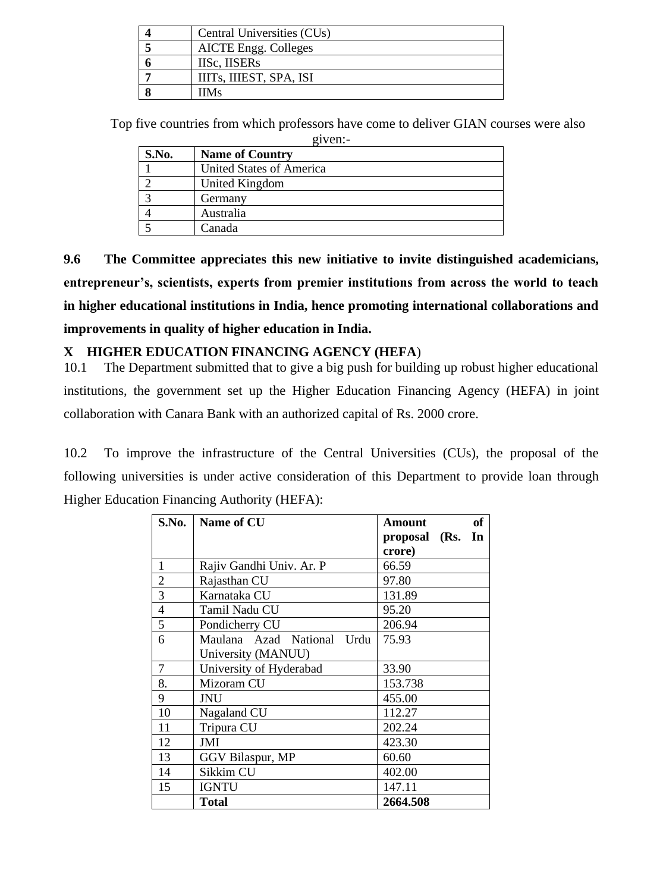| | |
|---|---|
| **4** | Central Universities (CUs) |
| **5** | AICTE Engg. Colleges |
| **6** | IISc, IISERs |
| **7** | IIITs, IIIEST, SPA, ISI |
| **8** | IIMs |

Top five countries from which professors have come to deliver GIAN courses were also given:-

| S.No. | Name of Country |
|---|---|
| 1 | United States of America |
| 2 | United Kingdom |
| 3 | Germany |
| 4 | Australia |
| 5 | Canada |

**9.6 The Committee appreciates this new initiative to invite distinguished academicians, entrepreneur's, scientists, experts from premier institutions from across the world to teach in higher educational institutions in India, hence promoting international collaborations and improvements in quality of higher education in India.**

## X HIGHER EDUCATION FINANCING AGENCY (HEFA)

10.1 The Department submitted that to give a big push for building up robust higher educational institutions, the government set up the Higher Education Financing Agency (HEFA) in joint collaboration with Canara Bank with an authorized capital of Rs. 2000 crore.

10.2 To improve the infrastructure of the Central Universities (CUs), the proposal of the following universities is under active consideration of this Department to provide loan through Higher Education Financing Authority (HEFA):

| S.No. | Name of CU | Amount of proposal (Rs. In crore) |
|---|---|---|
| 1 | Rajiv Gandhi Univ. Ar. P | 66.59 |
| 2 | Rajasthan CU | 97.80 |
| 3 | Karnataka CU | 131.89 |
| 4 | Tamil Nadu CU | 95.20 |
| 5 | Pondicherry CU | 206.94 |
| 6 | Maulana Azad National Urdu University (MANUU) | 75.93 |
| 7 | University of Hyderabad | 33.90 |
| 8. | Mizoram CU | 153.738 |
| 9 | JNU | 455.00 |
| 10 | Nagaland CU | 112.27 |
| 11 | Tripura CU | 202.24 |
| 12 | JMI | 423.30 |
| 13 | GGV Bilaspur, MP | 60.60 |
| 14 | Sikkim CU | 402.00 |
| 15 | IGNTU | 147.11 |
| | **Total** | **2664.508** |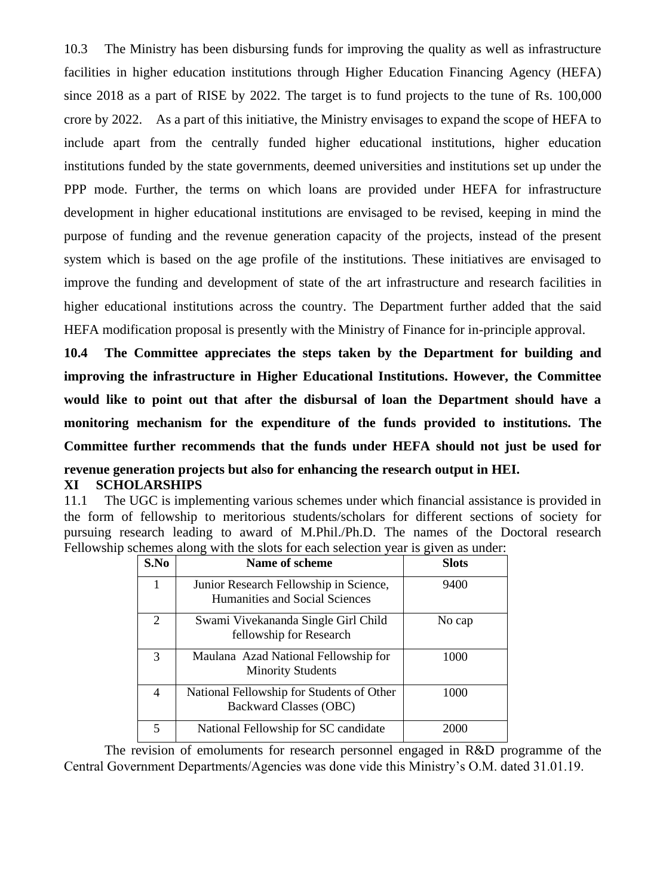10.3 The Ministry has been disbursing funds for improving the quality as well as infrastructure facilities in higher education institutions through Higher Education Financing Agency (HEFA) since 2018 as a part of RISE by 2022. The target is to fund projects to the tune of Rs. 100,000 crore by 2022. As a part of this initiative, the Ministry envisages to expand the scope of HEFA to include apart from the centrally funded higher educational institutions, higher education institutions funded by the state governments, deemed universities and institutions set up under the PPP mode. Further, the terms on which loans are provided under HEFA for infrastructure development in higher educational institutions are envisaged to be revised, keeping in mind the purpose of funding and the revenue generation capacity of the projects, instead of the present system which is based on the age profile of the institutions. These initiatives are envisaged to improve the funding and development of state of the art infrastructure and research facilities in higher educational institutions across the country. The Department further added that the said HEFA modification proposal is presently with the Ministry of Finance for in-principle approval.

**10.4 The Committee appreciates the steps taken by the Department for building and improving the infrastructure in Higher Educational Institutions. However, the Committee would like to point out that after the disbursal of loan the Department should have a monitoring mechanism for the expenditure of the funds provided to institutions. The Committee further recommends that the funds under HEFA should not just be used for revenue generation projects but also for enhancing the research output in HEI.**

## XI SCHOLARSHIPS

11.1 The UGC is implementing various schemes under which financial assistance is provided in the form of fellowship to meritorious students/scholars for different sections of society for pursuing research leading to award of M.Phil./Ph.D. The names of the Doctoral research Fellowship schemes along with the slots for each selection year is given as under:

| S.No | Name of scheme | Slots |
|---|---|---|
| 1 | Junior Research Fellowship in Science, Humanities and Social Sciences | 9400 |
| 2 | Swami Vivekananda Single Girl Child fellowship for Research | No cap |
| 3 | Maulana Azad National Fellowship for Minority Students | 1000 |
| 4 | National Fellowship for Students of Other Backward Classes (OBC) | 1000 |
| 5 | National Fellowship for SC candidate | 2000 |

The revision of emoluments for research personnel engaged in R&D programme of the Central Government Departments/Agencies was done vide this Ministry's O.M. dated 31.01.19.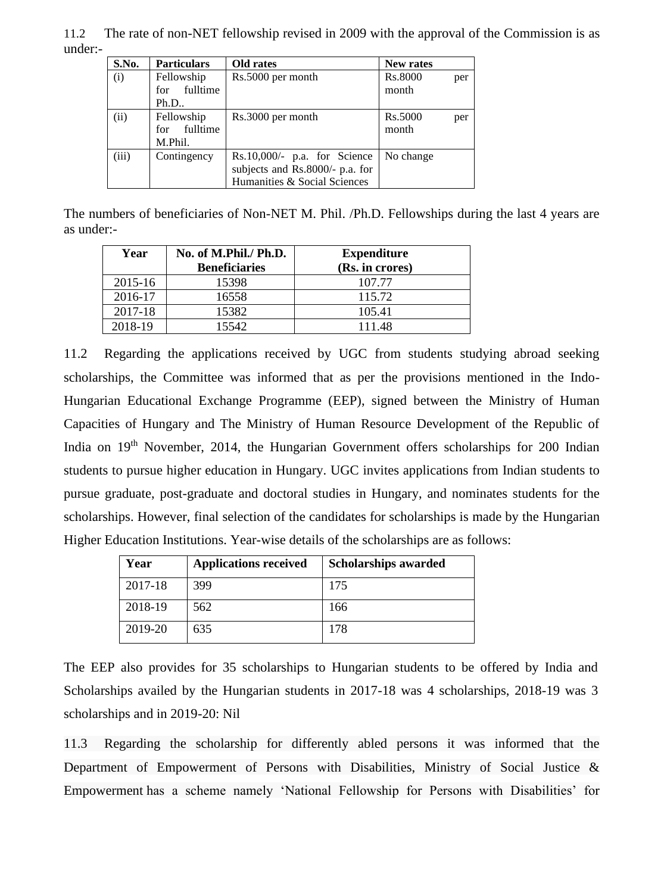11.2 The rate of non-NET fellowship revised in 2009 with the approval of the Commission is as under:-

| S.No. | Particulars | Old rates | New rates |
|---|---|---|---|
| (i) | Fellowship for fulltime Ph.D.. | Rs.5000 per month | Rs.8000 per month |
| (ii) | Fellowship for fulltime M.Phil. | Rs.3000 per month | Rs.5000 per month |
| (iii) | Contingency | Rs.10,000/- p.a. for Science subjects and Rs.8000/- p.a. for Humanities & Social Sciences | No change |

The numbers of beneficiaries of Non-NET M. Phil. /Ph.D. Fellowships during the last 4 years are as under:-

| Year | No. of M.Phil./ Ph.D. Beneficiaries | Expenditure (Rs. in crores) |
|---|---|---|
| 2015-16 | 15398 | 107.77 |
| 2016-17 | 16558 | 115.72 |
| 2017-18 | 15382 | 105.41 |
| 2018-19 | 15542 | 111.48 |

11.2 Regarding the applications received by UGC from students studying abroad seeking scholarships, the Committee was informed that as per the provisions mentioned in the Indo-Hungarian Educational Exchange Programme (EEP), signed between the Ministry of Human Capacities of Hungary and The Ministry of Human Resource Development of the Republic of India on 19th November, 2014, the Hungarian Government offers scholarships for 200 Indian students to pursue higher education in Hungary. UGC invites applications from Indian students to pursue graduate, post-graduate and doctoral studies in Hungary, and nominates students for the scholarships. However, final selection of the candidates for scholarships is made by the Hungarian Higher Education Institutions. Year-wise details of the scholarships are as follows:

| Year | Applications received | Scholarships awarded |
|---|---|---|
| 2017-18 | 399 | 175 |
| 2018-19 | 562 | 166 |
| 2019-20 | 635 | 178 |

The EEP also provides for 35 scholarships to Hungarian students to be offered by India and Scholarships availed by the Hungarian students in 2017-18 was 4 scholarships, 2018-19 was 3 scholarships and in 2019-20: Nil

11.3 Regarding the scholarship for differently abled persons it was informed that the Department of Empowerment of Persons with Disabilities, Ministry of Social Justice & Empowerment has a scheme namely 'National Fellowship for Persons with Disabilities' for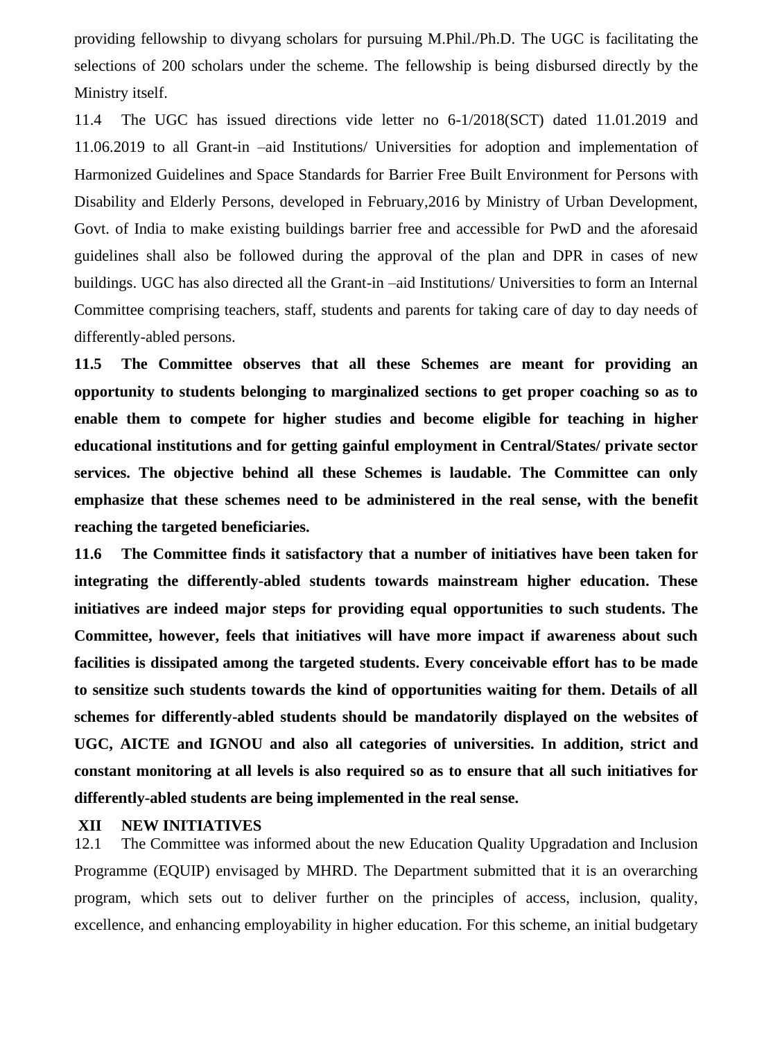providing fellowship to divyang scholars for pursuing M.Phil./Ph.D. The UGC is facilitating the selections of 200 scholars under the scheme. The fellowship is being disbursed directly by the Ministry itself.

11.4 The UGC has issued directions vide letter no 6-1/2018(SCT) dated 11.01.2019 and 11.06.2019 to all Grant-in –aid Institutions/ Universities for adoption and implementation of Harmonized Guidelines and Space Standards for Barrier Free Built Environment for Persons with Disability and Elderly Persons, developed in February,2016 by Ministry of Urban Development, Govt. of India to make existing buildings barrier free and accessible for PwD and the aforesaid guidelines shall also be followed during the approval of the plan and DPR in cases of new buildings. UGC has also directed all the Grant-in –aid Institutions/ Universities to form an Internal Committee comprising teachers, staff, students and parents for taking care of day to day needs of differently-abled persons.

**11.5 The Committee observes that all these Schemes are meant for providing an opportunity to students belonging to marginalized sections to get proper coaching so as to enable them to compete for higher studies and become eligible for teaching in higher educational institutions and for getting gainful employment in Central/States/ private sector services. The objective behind all these Schemes is laudable. The Committee can only emphasize that these schemes need to be administered in the real sense, with the benefit reaching the targeted beneficiaries.**

**11.6 The Committee finds it satisfactory that a number of initiatives have been taken for integrating the differently-abled students towards mainstream higher education. These initiatives are indeed major steps for providing equal opportunities to such students. The Committee, however, feels that initiatives will have more impact if awareness about such facilities is dissipated among the targeted students. Every conceivable effort has to be made to sensitize such students towards the kind of opportunities waiting for them. Details of all schemes for differently-abled students should be mandatorily displayed on the websites of UGC, AICTE and IGNOU and also all categories of universities. In addition, strict and constant monitoring at all levels is also required so as to ensure that all such initiatives for differently-abled students are being implemented in the real sense.**

## XII NEW INITIATIVES

12.1 The Committee was informed about the new Education Quality Upgradation and Inclusion Programme (EQUIP) envisaged by MHRD. The Department submitted that it is an overarching program, which sets out to deliver further on the principles of access, inclusion, quality, excellence, and enhancing employability in higher education. For this scheme, an initial budgetary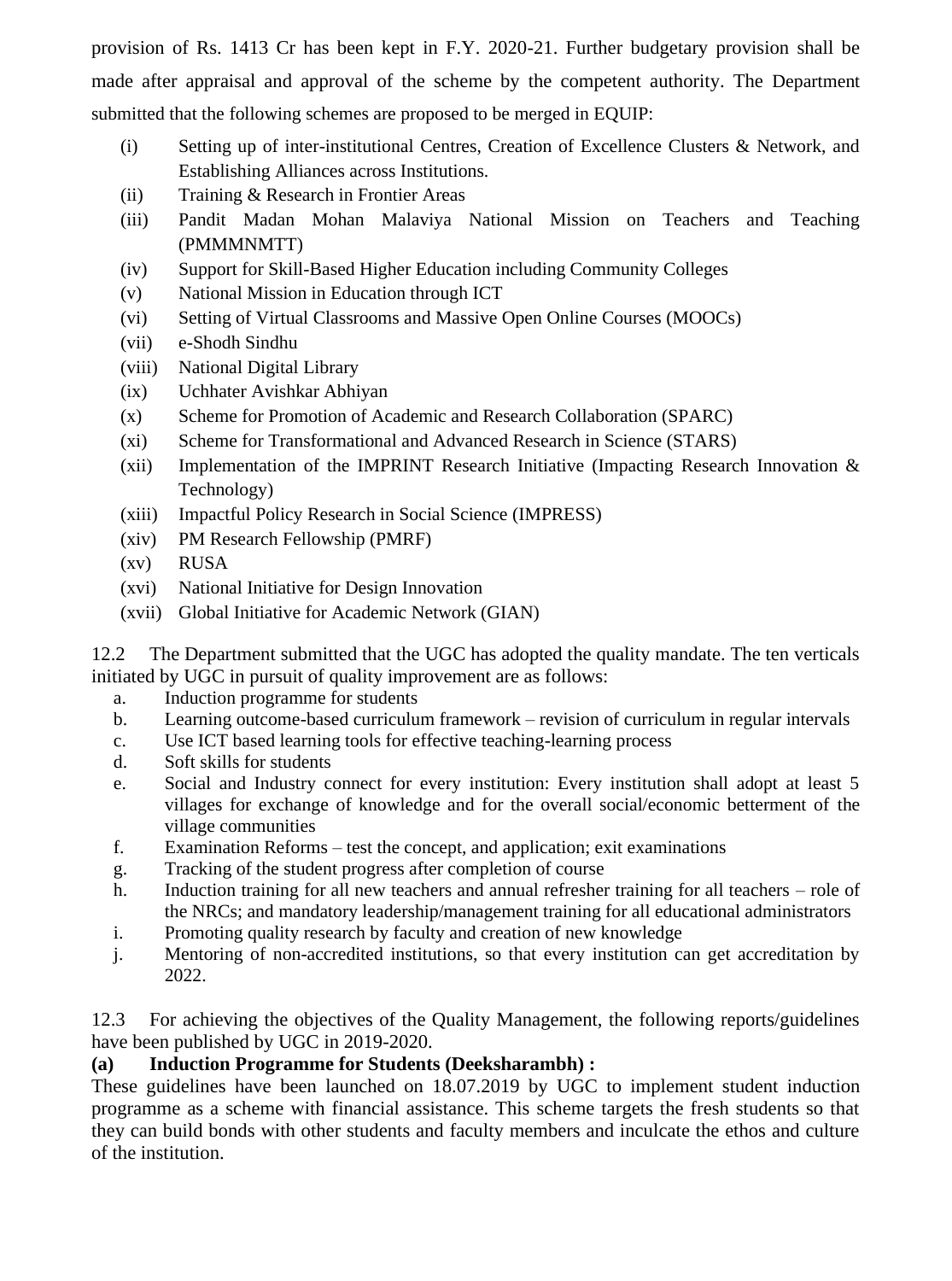provision of Rs. 1413 Cr has been kept in F.Y. 2020-21. Further budgetary provision shall be made after appraisal and approval of the scheme by the competent authority. The Department submitted that the following schemes are proposed to be merged in EQUIP:

(i) Setting up of inter-institutional Centres, Creation of Excellence Clusters & Network, and Establishing Alliances across Institutions.
(ii) Training & Research in Frontier Areas
(iii) Pandit Madan Mohan Malaviya National Mission on Teachers and Teaching (PMMMNMTT)
(iv) Support for Skill-Based Higher Education including Community Colleges
(v) National Mission in Education through ICT
(vi) Setting of Virtual Classrooms and Massive Open Online Courses (MOOCs)
(vii) e-Shodh Sindhu
(viii) National Digital Library
(ix) Uchhater Avishkar Abhiyan
(x) Scheme for Promotion of Academic and Research Collaboration (SPARC)
(xi) Scheme for Transformational and Advanced Research in Science (STARS)
(xii) Implementation of the IMPRINT Research Initiative (Impacting Research Innovation & Technology)
(xiii) Impactful Policy Research in Social Science (IMPRESS)
(xiv) PM Research Fellowship (PMRF)
(xv) RUSA
(xvi) National Initiative for Design Innovation
(xvii) Global Initiative for Academic Network (GIAN)

12.2 The Department submitted that the UGC has adopted the quality mandate. The ten verticals initiated by UGC in pursuit of quality improvement are as follows:

a. Induction programme for students
b. Learning outcome-based curriculum framework – revision of curriculum in regular intervals
c. Use ICT based learning tools for effective teaching-learning process
d. Soft skills for students
e. Social and Industry connect for every institution: Every institution shall adopt at least 5 villages for exchange of knowledge and for the overall social/economic betterment of the village communities
f. Examination Reforms – test the concept, and application; exit examinations
g. Tracking of the student progress after completion of course
h. Induction training for all new teachers and annual refresher training for all teachers – role of the NRCs; and mandatory leadership/management training for all educational administrators
i. Promoting quality research by faculty and creation of new knowledge
j. Mentoring of non-accredited institutions, so that every institution can get accreditation by 2022.

12.3 For achieving the objectives of the Quality Management, the following reports/guidelines have been published by UGC in 2019-2020.

**(a) Induction Programme for Students (Deeksharambh) :**

These guidelines have been launched on 18.07.2019 by UGC to implement student induction programme as a scheme with financial assistance. This scheme targets the fresh students so that they can build bonds with other students and faculty members and inculcate the ethos and culture of the institution.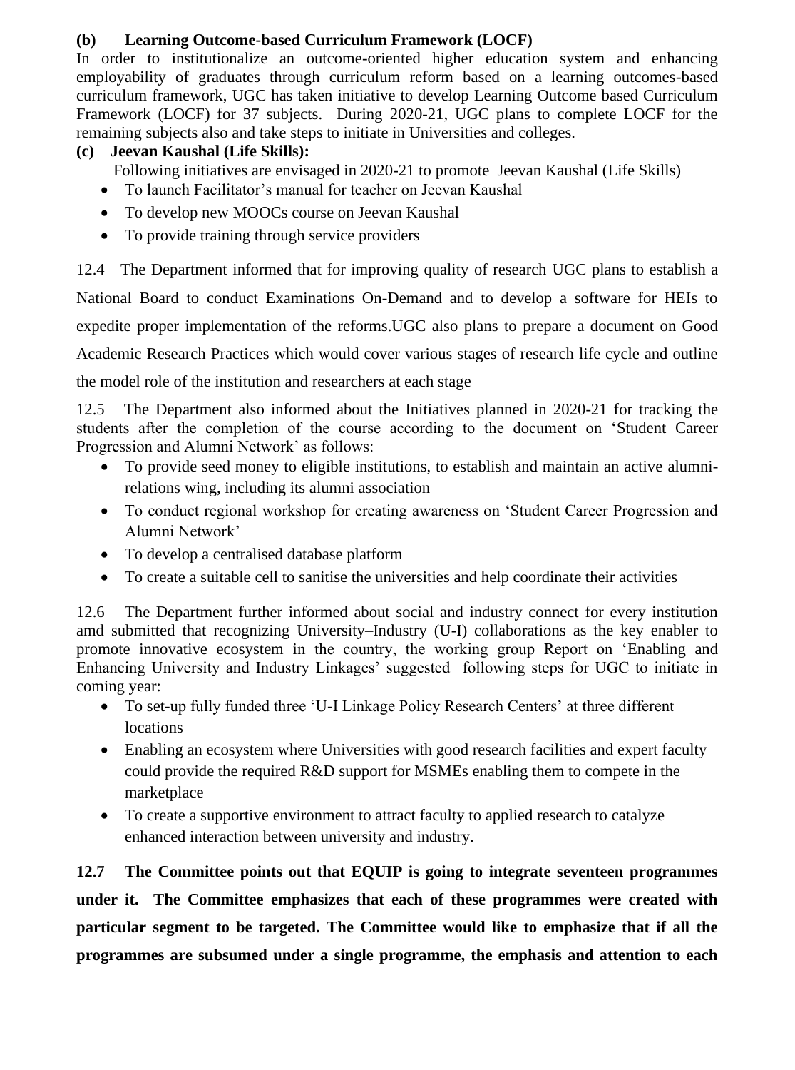**(b) Learning Outcome-based Curriculum Framework (LOCF)**

In order to institutionalize an outcome-oriented higher education system and enhancing employability of graduates through curriculum reform based on a learning outcomes-based curriculum framework, UGC has taken initiative to develop Learning Outcome based Curriculum Framework (LOCF) for 37 subjects. During 2020-21, UGC plans to complete LOCF for the remaining subjects also and take steps to initiate in Universities and colleges.

**(c) Jeevan Kaushal (Life Skills):**

Following initiatives are envisaged in 2020-21 to promote Jeevan Kaushal (Life Skills)

- To launch Facilitator's manual for teacher on Jeevan Kaushal
- To develop new MOOCs course on Jeevan Kaushal
- To provide training through service providers

12.4 The Department informed that for improving quality of research UGC plans to establish a National Board to conduct Examinations On-Demand and to develop a software for HEIs to expedite proper implementation of the reforms.UGC also plans to prepare a document on Good Academic Research Practices which would cover various stages of research life cycle and outline the model role of the institution and researchers at each stage

12.5 The Department also informed about the Initiatives planned in 2020-21 for tracking the students after the completion of the course according to the document on 'Student Career Progression and Alumni Network' as follows:

- To provide seed money to eligible institutions, to establish and maintain an active alumni-relations wing, including its alumni association
- To conduct regional workshop for creating awareness on 'Student Career Progression and Alumni Network'
- To develop a centralised database platform
- To create a suitable cell to sanitise the universities and help coordinate their activities

12.6 The Department further informed about social and industry connect for every institution amd submitted that recognizing University–Industry (U-I) collaborations as the key enabler to promote innovative ecosystem in the country, the working group Report on 'Enabling and Enhancing University and Industry Linkages' suggested following steps for UGC to initiate in coming year:

- To set-up fully funded three 'U-I Linkage Policy Research Centers' at three different locations
- Enabling an ecosystem where Universities with good research facilities and expert faculty could provide the required R&D support for MSMEs enabling them to compete in the marketplace
- To create a supportive environment to attract faculty to applied research to catalyze enhanced interaction between university and industry.

**12.7 The Committee points out that EQUIP is going to integrate seventeen programmes under it. The Committee emphasizes that each of these programmes were created with particular segment to be targeted. The Committee would like to emphasize that if all the programmes are subsumed under a single programme, the emphasis and attention to each**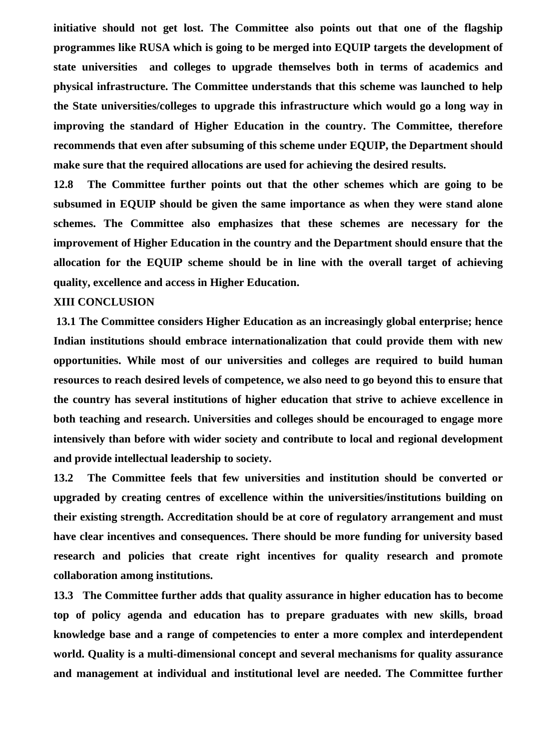**initiative should not get lost. The Committee also points out that one of the flagship programmes like RUSA which is going to be merged into EQUIP targets the development of state universities and colleges to upgrade themselves both in terms of academics and physical infrastructure. The Committee understands that this scheme was launched to help the State universities/colleges to upgrade this infrastructure which would go a long way in improving the standard of Higher Education in the country. The Committee, therefore recommends that even after subsuming of this scheme under EQUIP, the Department should make sure that the required allocations are used for achieving the desired results.**

**12.8 The Committee further points out that the other schemes which are going to be subsumed in EQUIP should be given the same importance as when they were stand alone schemes. The Committee also emphasizes that these schemes are necessary for the improvement of Higher Education in the country and the Department should ensure that the allocation for the EQUIP scheme should be in line with the overall target of achieving quality, excellence and access in Higher Education.**

## XIII CONCLUSION

**13.1 The Committee considers Higher Education as an increasingly global enterprise; hence Indian institutions should embrace internationalization that could provide them with new opportunities. While most of our universities and colleges are required to build human resources to reach desired levels of competence, we also need to go beyond this to ensure that the country has several institutions of higher education that strive to achieve excellence in both teaching and research. Universities and colleges should be encouraged to engage more intensively than before with wider society and contribute to local and regional development and provide intellectual leadership to society.**

**13.2 The Committee feels that few universities and institution should be converted or upgraded by creating centres of excellence within the universities/institutions building on their existing strength. Accreditation should be at core of regulatory arrangement and must have clear incentives and consequences. There should be more funding for university based research and policies that create right incentives for quality research and promote collaboration among institutions.**

**13.3 The Committee further adds that quality assurance in higher education has to become top of policy agenda and education has to prepare graduates with new skills, broad knowledge base and a range of competencies to enter a more complex and interdependent world. Quality is a multi-dimensional concept and several mechanisms for quality assurance and management at individual and institutional level are needed. The Committee further**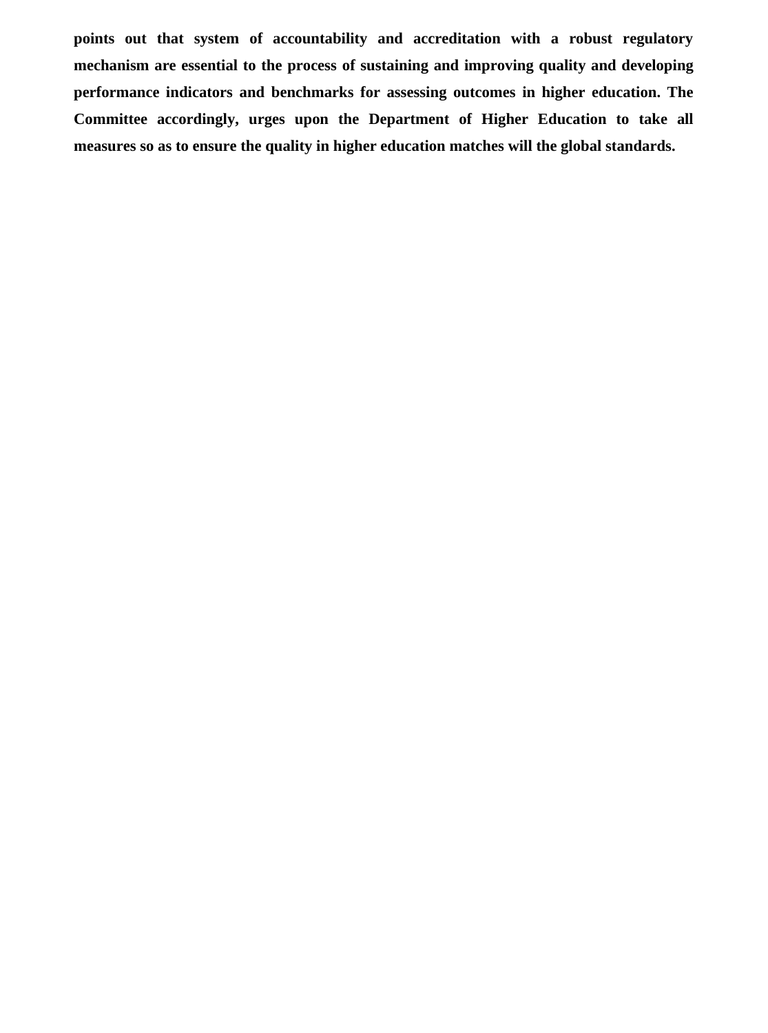**points out that system of accountability and accreditation with a robust regulatory mechanism are essential to the process of sustaining and improving quality and developing performance indicators and benchmarks for assessing outcomes in higher education. The Committee accordingly, urges upon the Department of Higher Education to take all measures so as to ensure the quality in higher education matches will the global standards.**